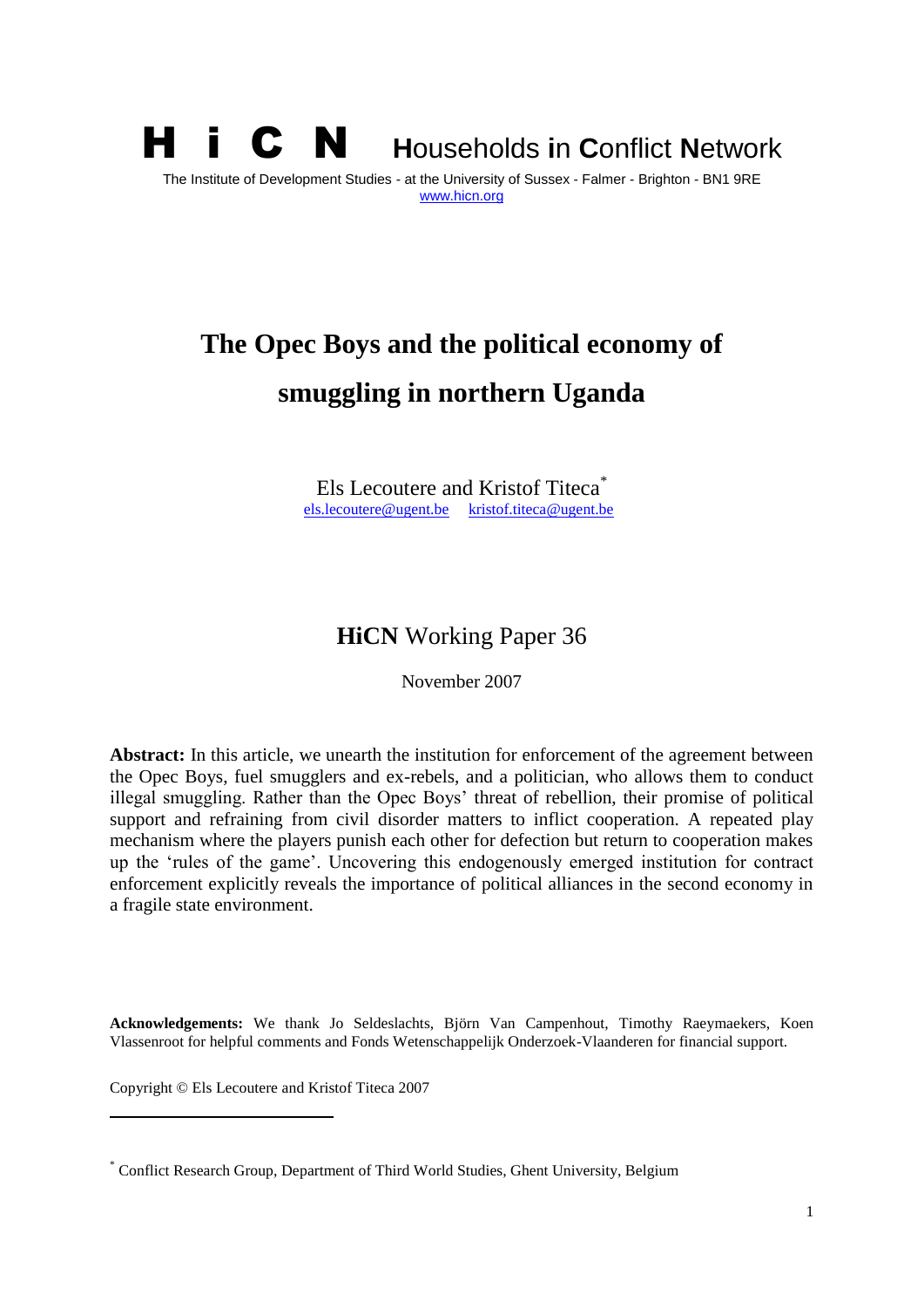# H i C N Households in Conflict Network

The Institute of Development Studies - at the University of Sussex - Falmer - Brighton - BN1 9RE
www.hicn.org

## The Opec Boys and the political economy of smuggling in northern Uganda

Els Lecoutere and Kristof Titeca[*]
els.lecoutere@ugent.be kristof.titeca@ugent.be

### HiCN Working Paper 36

November 2007

**Abstract:** In this article, we unearth the institution for enforcement of the agreement between the Opec Boys, fuel smugglers and ex-rebels, and a politician, who allows them to conduct illegal smuggling. Rather than the Opec Boys' threat of rebellion, their promise of political support and refraining from civil disorder matters to inflict cooperation. A repeated play mechanism where the players punish each other for defection but return to cooperation makes up the 'rules of the game'. Uncovering this endogenously emerged institution for contract enforcement explicitly reveals the importance of political alliances in the second economy in a fragile state environment.

**Acknowledgements:** We thank Jo Seldeslachts, Björn Van Campenhout, Timothy Raeymaekers, Koen Vlassenroot for helpful comments and Fonds Wetenschappelijk Onderzoek-Vlaanderen for financial support.

Copyright © Els Lecoutere and Kristof Titeca 2007

[*] Conflict Research Group, Department of Third World Studies, Ghent University, Belgium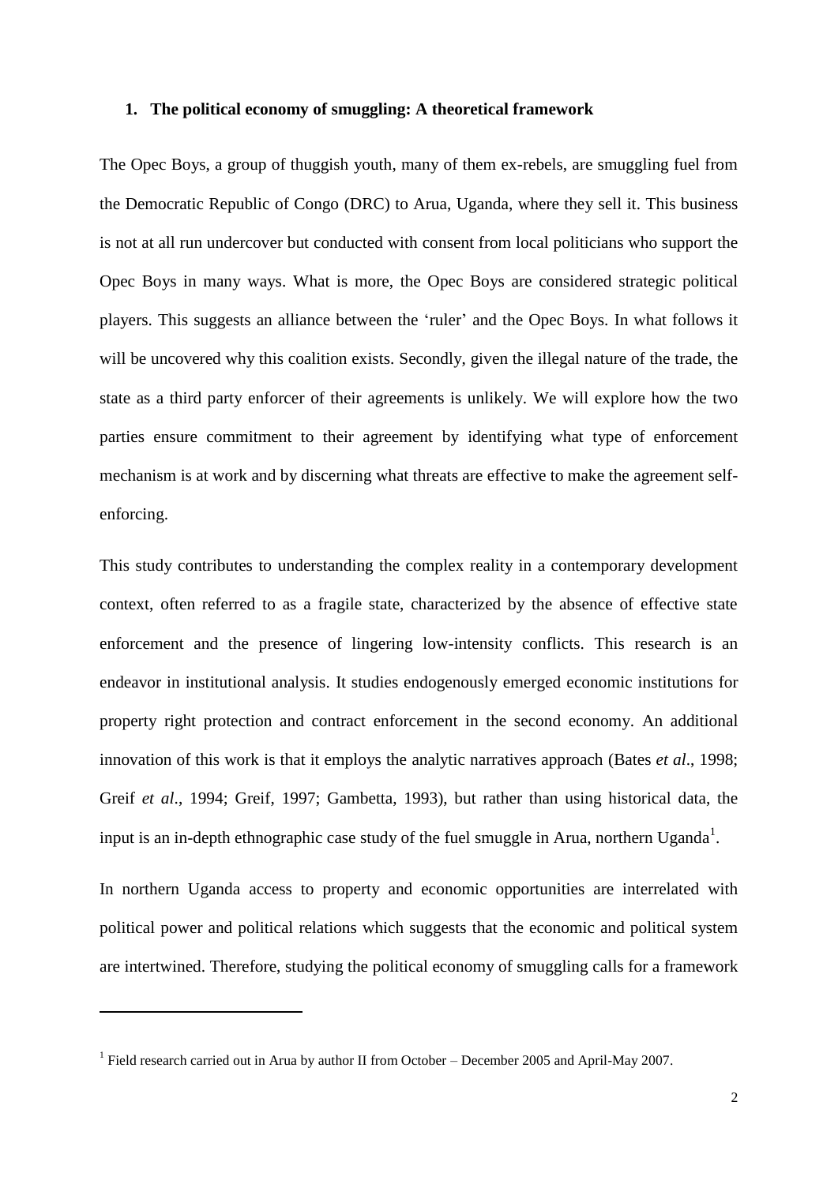## 1. The political economy of smuggling: A theoretical framework

The Opec Boys, a group of thuggish youth, many of them ex-rebels, are smuggling fuel from the Democratic Republic of Congo (DRC) to Arua, Uganda, where they sell it. This business is not at all run undercover but conducted with consent from local politicians who support the Opec Boys in many ways. What is more, the Opec Boys are considered strategic political players. This suggests an alliance between the 'ruler' and the Opec Boys. In what follows it will be uncovered why this coalition exists. Secondly, given the illegal nature of the trade, the state as a third party enforcer of their agreements is unlikely. We will explore how the two parties ensure commitment to their agreement by identifying what type of enforcement mechanism is at work and by discerning what threats are effective to make the agreement self-enforcing.

This study contributes to understanding the complex reality in a contemporary development context, often referred to as a fragile state, characterized by the absence of effective state enforcement and the presence of lingering low-intensity conflicts. This research is an endeavor in institutional analysis. It studies endogenously emerged economic institutions for property right protection and contract enforcement in the second economy. An additional innovation of this work is that it employs the analytic narratives approach (Bates *et al*., 1998; Greif *et al*., 1994; Greif, 1997; Gambetta, 1993), but rather than using historical data, the input is an in-depth ethnographic case study of the fuel smuggle in Arua, northern Uganda[1].

In northern Uganda access to property and economic opportunities are interrelated with political power and political relations which suggests that the economic and political system are intertwined. Therefore, studying the political economy of smuggling calls for a framework

[1] Field research carried out in Arua by author II from October – December 2005 and April-May 2007.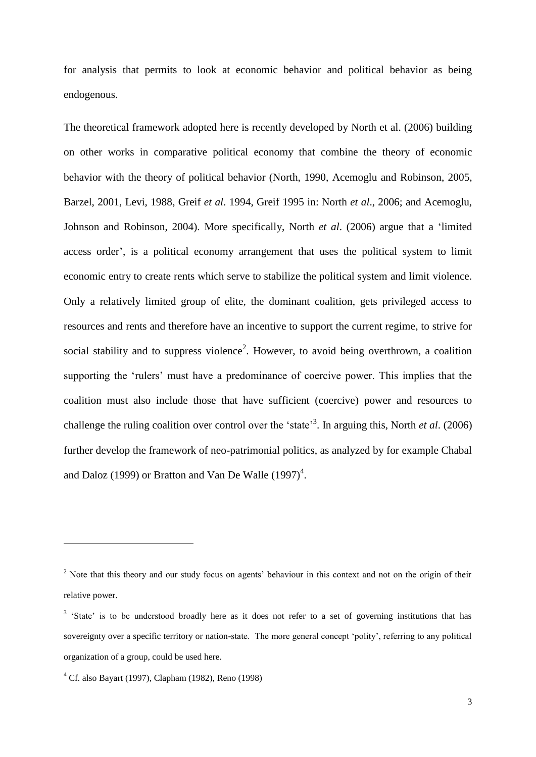for analysis that permits to look at economic behavior and political behavior as being endogenous.

The theoretical framework adopted here is recently developed by North et al. (2006) building on other works in comparative political economy that combine the theory of economic behavior with the theory of political behavior (North, 1990, Acemoglu and Robinson, 2005, Barzel, 2001, Levi, 1988, Greif *et al*. 1994, Greif 1995 in: North *et al*., 2006; and Acemoglu, Johnson and Robinson, 2004). More specifically, North *et al*. (2006) argue that a 'limited access order', is a political economy arrangement that uses the political system to limit economic entry to create rents which serve to stabilize the political system and limit violence. Only a relatively limited group of elite, the dominant coalition, gets privileged access to resources and rents and therefore have an incentive to support the current regime, to strive for social stability and to suppress violence[2]. However, to avoid being overthrown, a coalition supporting the 'rulers' must have a predominance of coercive power. This implies that the coalition must also include those that have sufficient (coercive) power and resources to challenge the ruling coalition over control over the 'state'[3]. In arguing this, North *et al*. (2006) further develop the framework of neo-patrimonial politics, as analyzed by for example Chabal and Daloz (1999) or Bratton and Van De Walle (1997)[4].

---

[2] Note that this theory and our study focus on agents' behaviour in this context and not on the origin of their relative power.

[3] 'State' is to be understood broadly here as it does not refer to a set of governing institutions that has sovereignty over a specific territory or nation-state. The more general concept 'polity', referring to any political organization of a group, could be used here.

[4] Cf. also Bayart (1997), Clapham (1982), Reno (1998)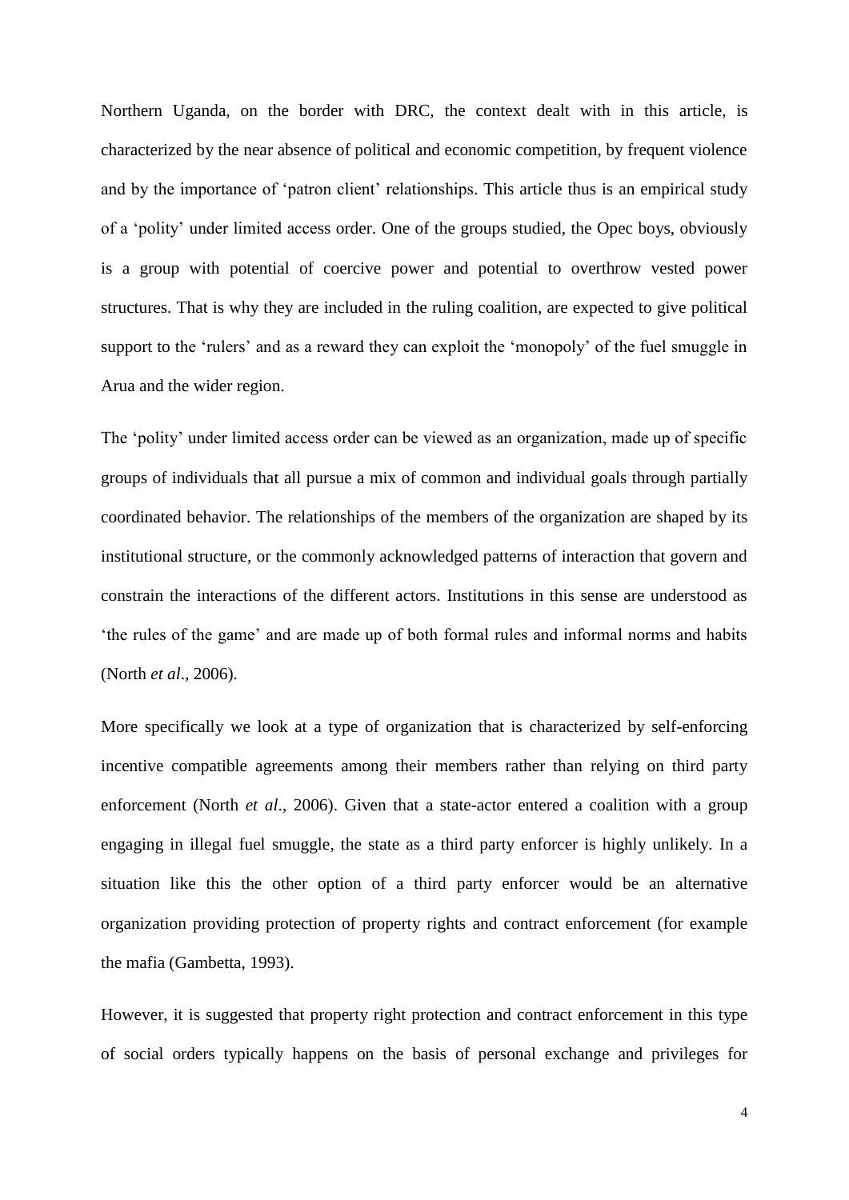Northern Uganda, on the border with DRC, the context dealt with in this article, is characterized by the near absence of political and economic competition, by frequent violence and by the importance of 'patron client' relationships. This article thus is an empirical study of a 'polity' under limited access order. One of the groups studied, the Opec boys, obviously is a group with potential of coercive power and potential to overthrow vested power structures. That is why they are included in the ruling coalition, are expected to give political support to the 'rulers' and as a reward they can exploit the 'monopoly' of the fuel smuggle in Arua and the wider region.

The 'polity' under limited access order can be viewed as an organization, made up of specific groups of individuals that all pursue a mix of common and individual goals through partially coordinated behavior. The relationships of the members of the organization are shaped by its institutional structure, or the commonly acknowledged patterns of interaction that govern and constrain the interactions of the different actors. Institutions in this sense are understood as 'the rules of the game' and are made up of both formal rules and informal norms and habits (North *et al*., 2006).

More specifically we look at a type of organization that is characterized by self-enforcing incentive compatible agreements among their members rather than relying on third party enforcement (North *et al*., 2006). Given that a state-actor entered a coalition with a group engaging in illegal fuel smuggle, the state as a third party enforcer is highly unlikely. In a situation like this the other option of a third party enforcer would be an alternative organization providing protection of property rights and contract enforcement (for example the mafia (Gambetta, 1993).

However, it is suggested that property right protection and contract enforcement in this type of social orders typically happens on the basis of personal exchange and privileges for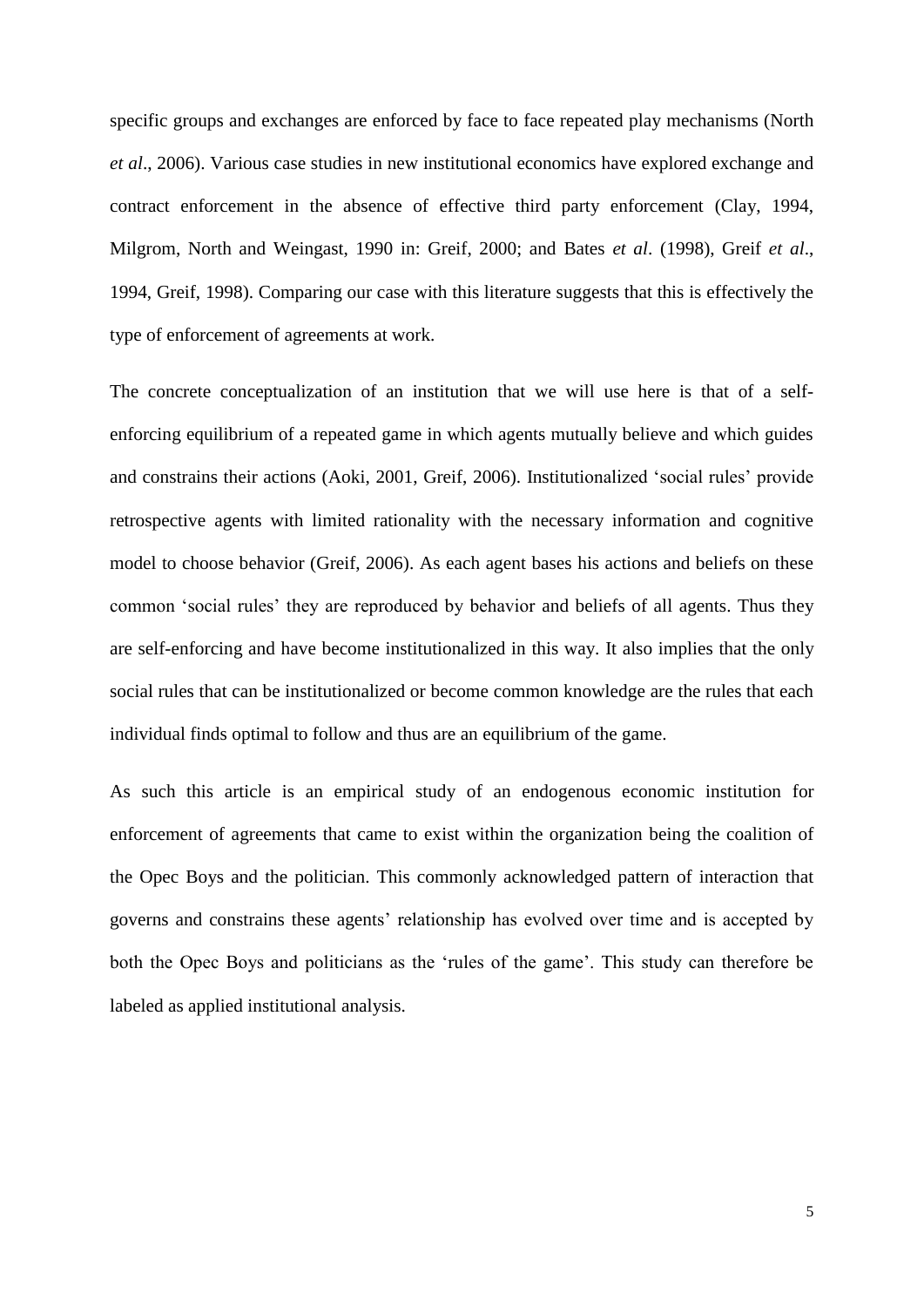specific groups and exchanges are enforced by face to face repeated play mechanisms (North *et al*., 2006). Various case studies in new institutional economics have explored exchange and contract enforcement in the absence of effective third party enforcement (Clay, 1994, Milgrom, North and Weingast, 1990 in: Greif, 2000; and Bates *et al*. (1998), Greif *et al*., 1994, Greif, 1998). Comparing our case with this literature suggests that this is effectively the type of enforcement of agreements at work.

The concrete conceptualization of an institution that we will use here is that of a self-enforcing equilibrium of a repeated game in which agents mutually believe and which guides and constrains their actions (Aoki, 2001, Greif, 2006). Institutionalized 'social rules' provide retrospective agents with limited rationality with the necessary information and cognitive model to choose behavior (Greif, 2006). As each agent bases his actions and beliefs on these common 'social rules' they are reproduced by behavior and beliefs of all agents. Thus they are self-enforcing and have become institutionalized in this way. It also implies that the only social rules that can be institutionalized or become common knowledge are the rules that each individual finds optimal to follow and thus are an equilibrium of the game.

As such this article is an empirical study of an endogenous economic institution for enforcement of agreements that came to exist within the organization being the coalition of the Opec Boys and the politician. This commonly acknowledged pattern of interaction that governs and constrains these agents' relationship has evolved over time and is accepted by both the Opec Boys and politicians as the 'rules of the game'. This study can therefore be labeled as applied institutional analysis.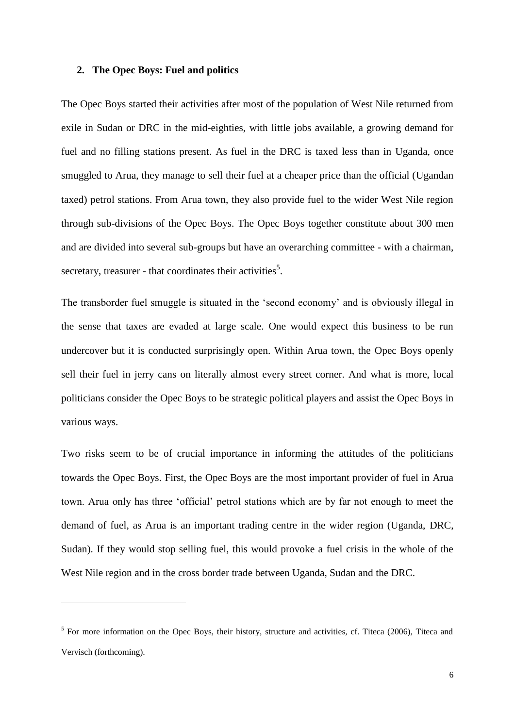## 2. The Opec Boys: Fuel and politics

The Opec Boys started their activities after most of the population of West Nile returned from exile in Sudan or DRC in the mid-eighties, with little jobs available, a growing demand for fuel and no filling stations present. As fuel in the DRC is taxed less than in Uganda, once smuggled to Arua, they manage to sell their fuel at a cheaper price than the official (Ugandan taxed) petrol stations. From Arua town, they also provide fuel to the wider West Nile region through sub-divisions of the Opec Boys. The Opec Boys together constitute about 300 men and are divided into several sub-groups but have an overarching committee - with a chairman, secretary, treasurer - that coordinates their activities[5].

The transborder fuel smuggle is situated in the 'second economy' and is obviously illegal in the sense that taxes are evaded at large scale. One would expect this business to be run undercover but it is conducted surprisingly open. Within Arua town, the Opec Boys openly sell their fuel in jerry cans on literally almost every street corner. And what is more, local politicians consider the Opec Boys to be strategic political players and assist the Opec Boys in various ways.

Two risks seem to be of crucial importance in informing the attitudes of the politicians towards the Opec Boys. First, the Opec Boys are the most important provider of fuel in Arua town. Arua only has three 'official' petrol stations which are by far not enough to meet the demand of fuel, as Arua is an important trading centre in the wider region (Uganda, DRC, Sudan). If they would stop selling fuel, this would provoke a fuel crisis in the whole of the West Nile region and in the cross border trade between Uganda, Sudan and the DRC.

---

[5] For more information on the Opec Boys, their history, structure and activities, cf. Titeca (2006), Titeca and Vervisch (forthcoming).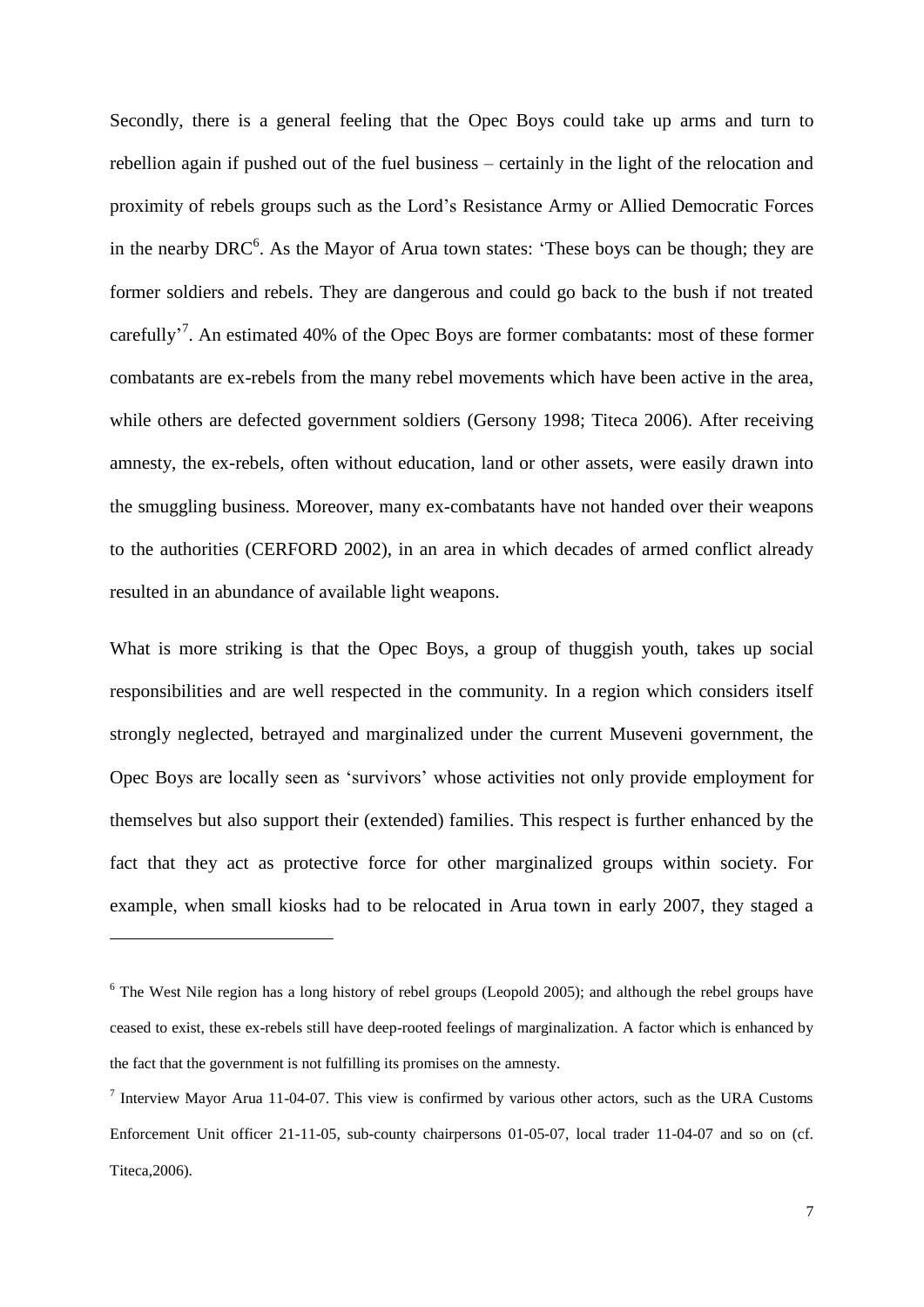Secondly, there is a general feeling that the Opec Boys could take up arms and turn to rebellion again if pushed out of the fuel business – certainly in the light of the relocation and proximity of rebels groups such as the Lord's Resistance Army or Allied Democratic Forces in the nearby DRC[6]. As the Mayor of Arua town states: 'These boys can be though; they are former soldiers and rebels. They are dangerous and could go back to the bush if not treated carefully'[7]. An estimated 40% of the Opec Boys are former combatants: most of these former combatants are ex-rebels from the many rebel movements which have been active in the area, while others are defected government soldiers (Gersony 1998; Titeca 2006). After receiving amnesty, the ex-rebels, often without education, land or other assets, were easily drawn into the smuggling business. Moreover, many ex-combatants have not handed over their weapons to the authorities (CERFORD 2002), in an area in which decades of armed conflict already resulted in an abundance of available light weapons.

What is more striking is that the Opec Boys, a group of thuggish youth, takes up social responsibilities and are well respected in the community. In a region which considers itself strongly neglected, betrayed and marginalized under the current Museveni government, the Opec Boys are locally seen as 'survivors' whose activities not only provide employment for themselves but also support their (extended) families. This respect is further enhanced by the fact that they act as protective force for other marginalized groups within society. For example, when small kiosks had to be relocated in Arua town in early 2007, they staged a

[6] The West Nile region has a long history of rebel groups (Leopold 2005); and although the rebel groups have ceased to exist, these ex-rebels still have deep-rooted feelings of marginalization. A factor which is enhanced by the fact that the government is not fulfilling its promises on the amnesty.

[7] Interview Mayor Arua 11-04-07. This view is confirmed by various other actors, such as the URA Customs Enforcement Unit officer 21-11-05, sub-county chairpersons 01-05-07, local trader 11-04-07 and so on (cf. Titeca,2006).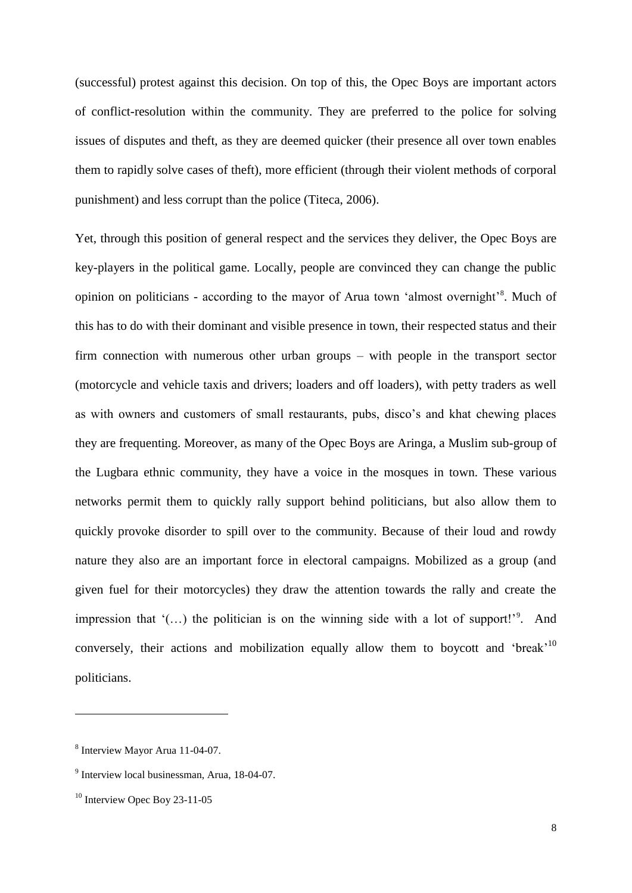(successful) protest against this decision. On top of this, the Opec Boys are important actors of conflict-resolution within the community. They are preferred to the police for solving issues of disputes and theft, as they are deemed quicker (their presence all over town enables them to rapidly solve cases of theft), more efficient (through their violent methods of corporal punishment) and less corrupt than the police (Titeca, 2006).

Yet, through this position of general respect and the services they deliver, the Opec Boys are key-players in the political game. Locally, people are convinced they can change the public opinion on politicians - according to the mayor of Arua town 'almost overnight'[8]. Much of this has to do with their dominant and visible presence in town, their respected status and their firm connection with numerous other urban groups – with people in the transport sector (motorcycle and vehicle taxis and drivers; loaders and off loaders), with petty traders as well as with owners and customers of small restaurants, pubs, disco's and khat chewing places they are frequenting. Moreover, as many of the Opec Boys are Aringa, a Muslim sub-group of the Lugbara ethnic community, they have a voice in the mosques in town. These various networks permit them to quickly rally support behind politicians, but also allow them to quickly provoke disorder to spill over to the community. Because of their loud and rowdy nature they also are an important force in electoral campaigns. Mobilized as a group (and given fuel for their motorcycles) they draw the attention towards the rally and create the impression that '(…) the politician is on the winning side with a lot of support!'[9]. And conversely, their actions and mobilization equally allow them to boycott and 'break'[10] politicians.

---

[8] Interview Mayor Arua 11-04-07.

[9] Interview local businessman, Arua, 18-04-07.

[10] Interview Opec Boy 23-11-05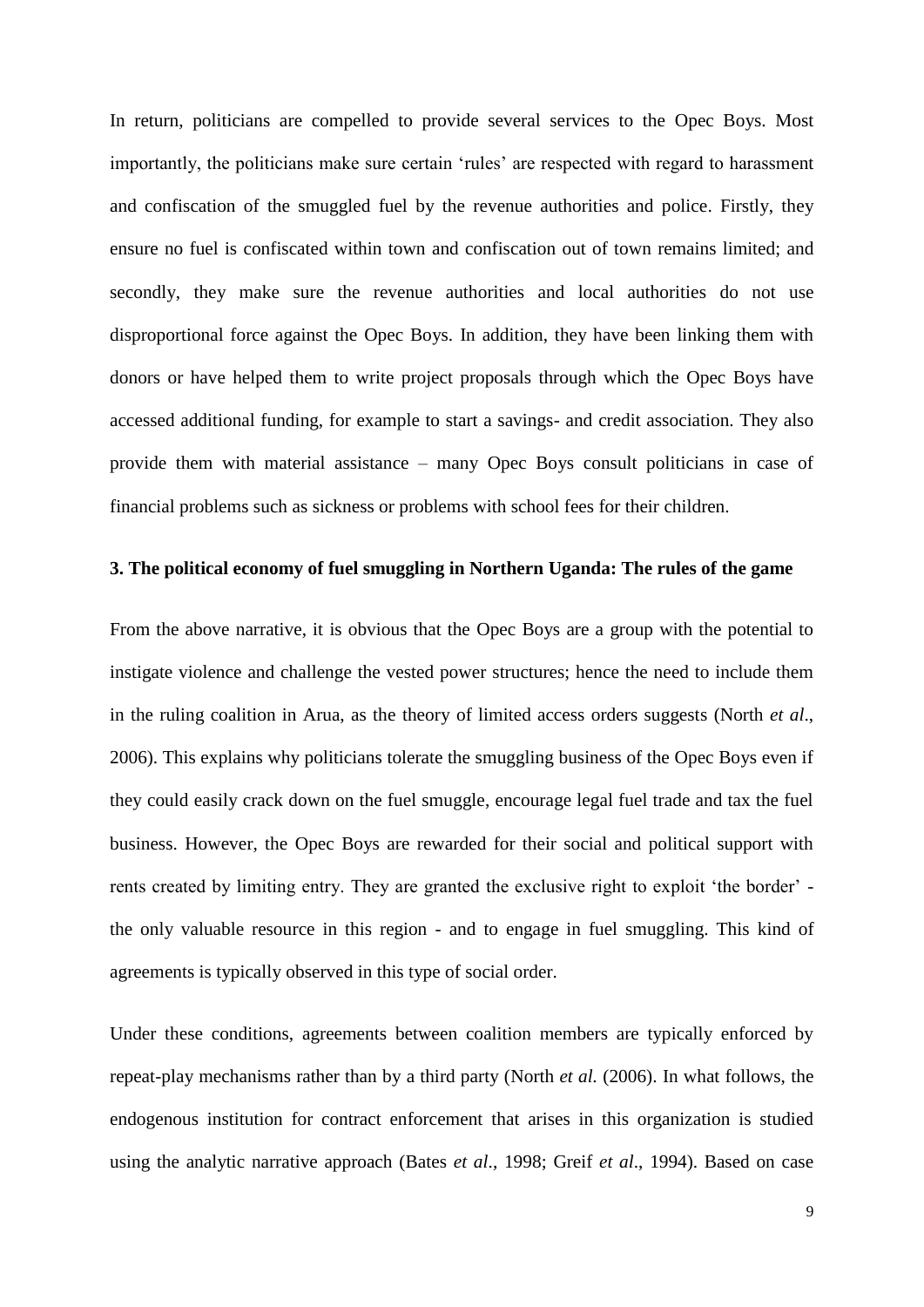In return, politicians are compelled to provide several services to the Opec Boys. Most importantly, the politicians make sure certain 'rules' are respected with regard to harassment and confiscation of the smuggled fuel by the revenue authorities and police. Firstly, they ensure no fuel is confiscated within town and confiscation out of town remains limited; and secondly, they make sure the revenue authorities and local authorities do not use disproportional force against the Opec Boys. In addition, they have been linking them with donors or have helped them to write project proposals through which the Opec Boys have accessed additional funding, for example to start a savings- and credit association. They also provide them with material assistance – many Opec Boys consult politicians in case of financial problems such as sickness or problems with school fees for their children.

### 3. The political economy of fuel smuggling in Northern Uganda: The rules of the game

From the above narrative, it is obvious that the Opec Boys are a group with the potential to instigate violence and challenge the vested power structures; hence the need to include them in the ruling coalition in Arua, as the theory of limited access orders suggests (North *et al*., 2006). This explains why politicians tolerate the smuggling business of the Opec Boys even if they could easily crack down on the fuel smuggle, encourage legal fuel trade and tax the fuel business. However, the Opec Boys are rewarded for their social and political support with rents created by limiting entry. They are granted the exclusive right to exploit 'the border' - the only valuable resource in this region - and to engage in fuel smuggling. This kind of agreements is typically observed in this type of social order.

Under these conditions, agreements between coalition members are typically enforced by repeat-play mechanisms rather than by a third party (North *et al.* (2006). In what follows, the endogenous institution for contract enforcement that arises in this organization is studied using the analytic narrative approach (Bates *et al*., 1998; Greif *et al*., 1994). Based on case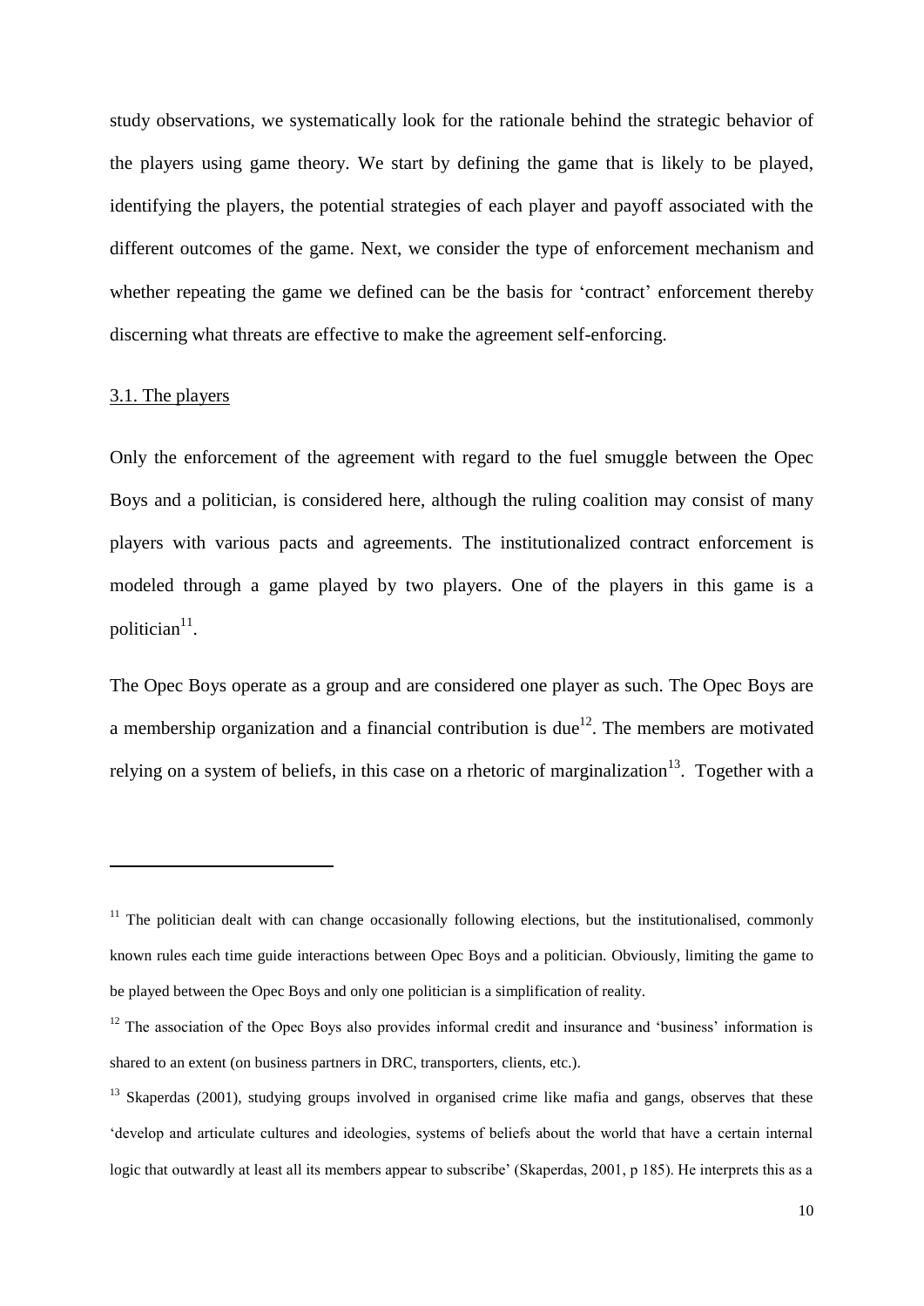study observations, we systematically look for the rationale behind the strategic behavior of the players using game theory. We start by defining the game that is likely to be played, identifying the players, the potential strategies of each player and payoff associated with the different outcomes of the game. Next, we consider the type of enforcement mechanism and whether repeating the game we defined can be the basis for 'contract' enforcement thereby discerning what threats are effective to make the agreement self-enforcing.

### 3.1. The players

Only the enforcement of the agreement with regard to the fuel smuggle between the Opec Boys and a politician, is considered here, although the ruling coalition may consist of many players with various pacts and agreements. The institutionalized contract enforcement is modeled through a game played by two players. One of the players in this game is a politician[11].

The Opec Boys operate as a group and are considered one player as such. The Opec Boys are a membership organization and a financial contribution is due[12]. The members are motivated relying on a system of beliefs, in this case on a rhetoric of marginalization[13]. Together with a

---

[11] The politician dealt with can change occasionally following elections, but the institutionalised, commonly known rules each time guide interactions between Opec Boys and a politician. Obviously, limiting the game to be played between the Opec Boys and only one politician is a simplification of reality.

[12] The association of the Opec Boys also provides informal credit and insurance and 'business' information is shared to an extent (on business partners in DRC, transporters, clients, etc.).

[13] Skaperdas (2001), studying groups involved in organised crime like mafia and gangs, observes that these 'develop and articulate cultures and ideologies, systems of beliefs about the world that have a certain internal logic that outwardly at least all its members appear to subscribe' (Skaperdas, 2001, p 185). He interprets this as a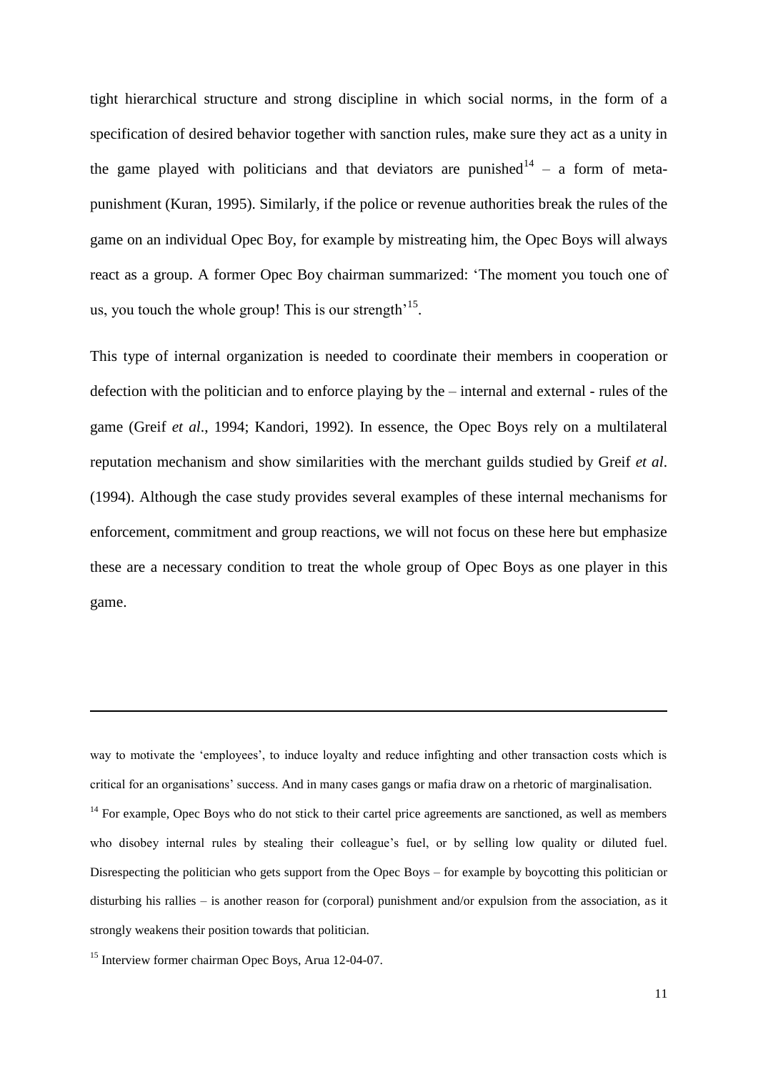tight hierarchical structure and strong discipline in which social norms, in the form of a specification of desired behavior together with sanction rules, make sure they act as a unity in the game played with politicians and that deviators are punished[14] – a form of meta-punishment (Kuran, 1995). Similarly, if the police or revenue authorities break the rules of the game on an individual Opec Boy, for example by mistreating him, the Opec Boys will always react as a group. A former Opec Boy chairman summarized: 'The moment you touch one of us, you touch the whole group! This is our strength'[15].

This type of internal organization is needed to coordinate their members in cooperation or defection with the politician and to enforce playing by the – internal and external - rules of the game (Greif *et al*., 1994; Kandori, 1992). In essence, the Opec Boys rely on a multilateral reputation mechanism and show similarities with the merchant guilds studied by Greif *et al*. (1994). Although the case study provides several examples of these internal mechanisms for enforcement, commitment and group reactions, we will not focus on these here but emphasize these are a necessary condition to treat the whole group of Opec Boys as one player in this game.

---

way to motivate the 'employees', to induce loyalty and reduce infighting and other transaction costs which is critical for an organisations' success. And in many cases gangs or mafia draw on a rhetoric of marginalisation.

[14] For example, Opec Boys who do not stick to their cartel price agreements are sanctioned, as well as members who disobey internal rules by stealing their colleague's fuel, or by selling low quality or diluted fuel. Disrespecting the politician who gets support from the Opec Boys – for example by boycotting this politician or disturbing his rallies – is another reason for (corporal) punishment and/or expulsion from the association, as it strongly weakens their position towards that politician.

[15] Interview former chairman Opec Boys, Arua 12-04-07.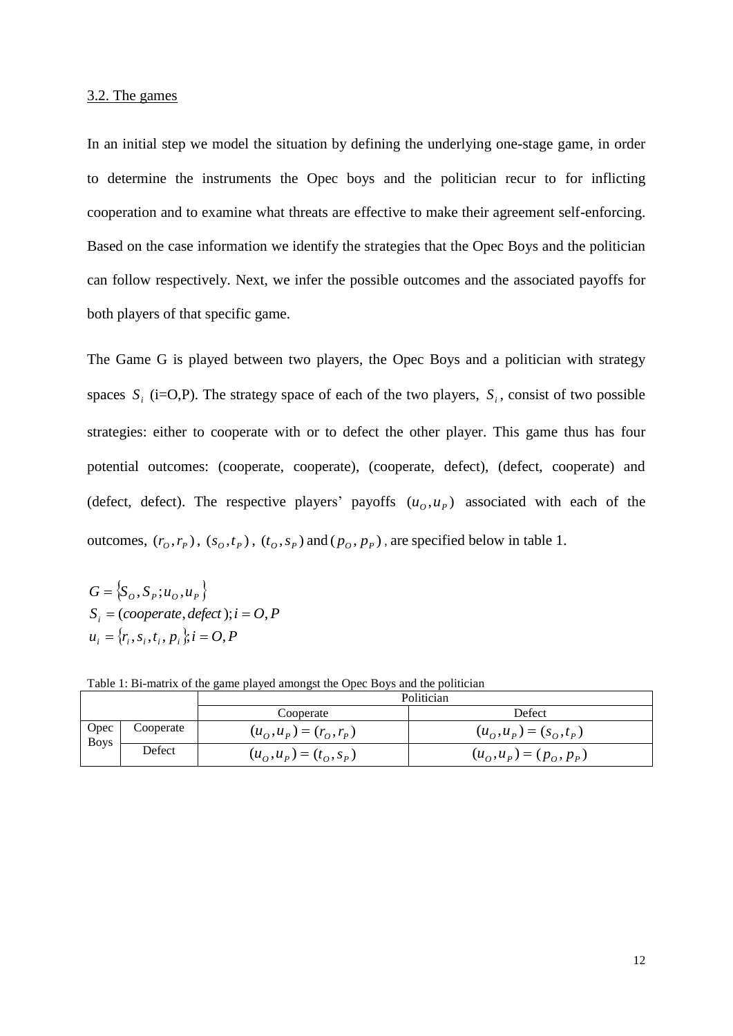3.2. The games

In an initial step we model the situation by defining the underlying one-stage game, in order to determine the instruments the Opec boys and the politician recur to for inflicting cooperation and to examine what threats are effective to make their agreement self-enforcing. Based on the case information we identify the strategies that the Opec Boys and the politician can follow respectively. Next, we infer the possible outcomes and the associated payoffs for both players of that specific game.

The Game G is played between two players, the Opec Boys and a politician with strategy spaces $S_i$ (i=O,P). The strategy space of each of the two players, $S_i$, consist of two possible strategies: either to cooperate with or to defect the other player. This game thus has four potential outcomes: (cooperate, cooperate), (cooperate, defect), (defect, cooperate) and (defect, defect). The respective players' payoffs $(u_O, u_P)$ associated with each of the outcomes, $(r_O, r_P)$, $(s_O, t_P)$, $(t_O, s_P)$ and $(p_O, p_P)$, are specified below in table 1.

$$G = \{S_O, S_P; u_O, u_P\}$$
$$S_i = (cooperate, defect); i = O, P$$
$$u_i = \{r_i, s_i, t_i, p_i\}; i = O, P$$

Table 1: Bi-matrix of the game played amongst the Opec Boys and the politician

| | | Politician | |
|---|---|---|---|
| | | Cooperate | Defect |
| Opec Boys | Cooperate | $(u_O, u_P) = (r_O, r_P)$ | $(u_O, u_P) = (s_O, t_P)$ |
| | Defect | $(u_O, u_P) = (t_O, s_P)$ | $(u_O, u_P) = (p_O, p_P)$ |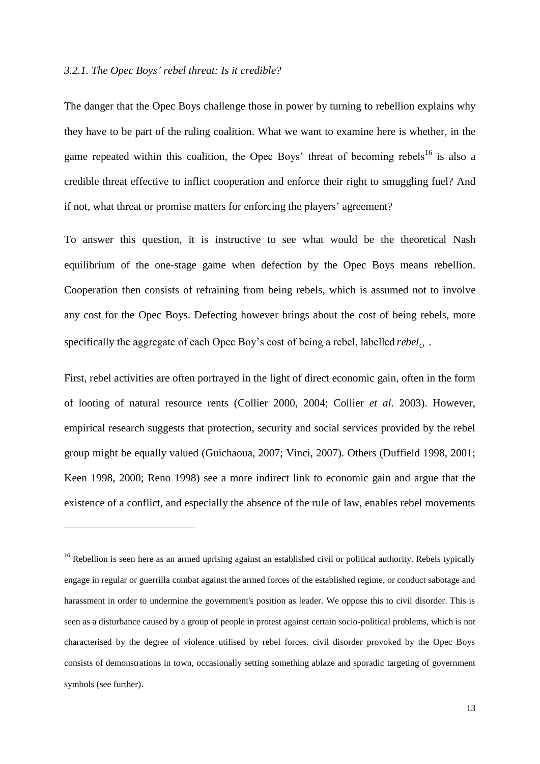### *3.2.1. The Opec Boys' rebel threat: Is it credible?*

The danger that the Opec Boys challenge those in power by turning to rebellion explains why they have to be part of the ruling coalition. What we want to examine here is whether, in the game repeated within this coalition, the Opec Boys' threat of becoming rebels[16] is also a credible threat effective to inflict cooperation and enforce their right to smuggling fuel? And if not, what threat or promise matters for enforcing the players' agreement?

To answer this question, it is instructive to see what would be the theoretical Nash equilibrium of the one-stage game when defection by the Opec Boys means rebellion. Cooperation then consists of refraining from being rebels, which is assumed not to involve any cost for the Opec Boys. Defecting however brings about the cost of being rebels, more specifically the aggregate of each Opec Boy's cost of being a rebel, labelled $rebel_O$ .

First, rebel activities are often portrayed in the light of direct economic gain, often in the form of looting of natural resource rents (Collier 2000, 2004; Collier *et al*. 2003). However, empirical research suggests that protection, security and social services provided by the rebel group might be equally valued (Guichaoua, 2007; Vinci, 2007). Others (Duffield 1998, 2001; Keen 1998, 2000; Reno 1998) see a more indirect link to economic gain and argue that the existence of a conflict, and especially the absence of the rule of law, enables rebel movements

---

[16] Rebellion is seen here as an armed uprising against an established civil or political authority. Rebels typically engage in regular or guerrilla combat against the armed forces of the established regime, or conduct sabotage and harassment in order to undermine the government's position as leader. We oppose this to civil disorder. This is seen as a disturbance caused by a group of people in protest against certain socio-political problems, which is not characterised by the degree of violence utilised by rebel forces. civil disorder provoked by the Opec Boys consists of demonstrations in town, occasionally setting something ablaze and sporadic targeting of government symbols (see further).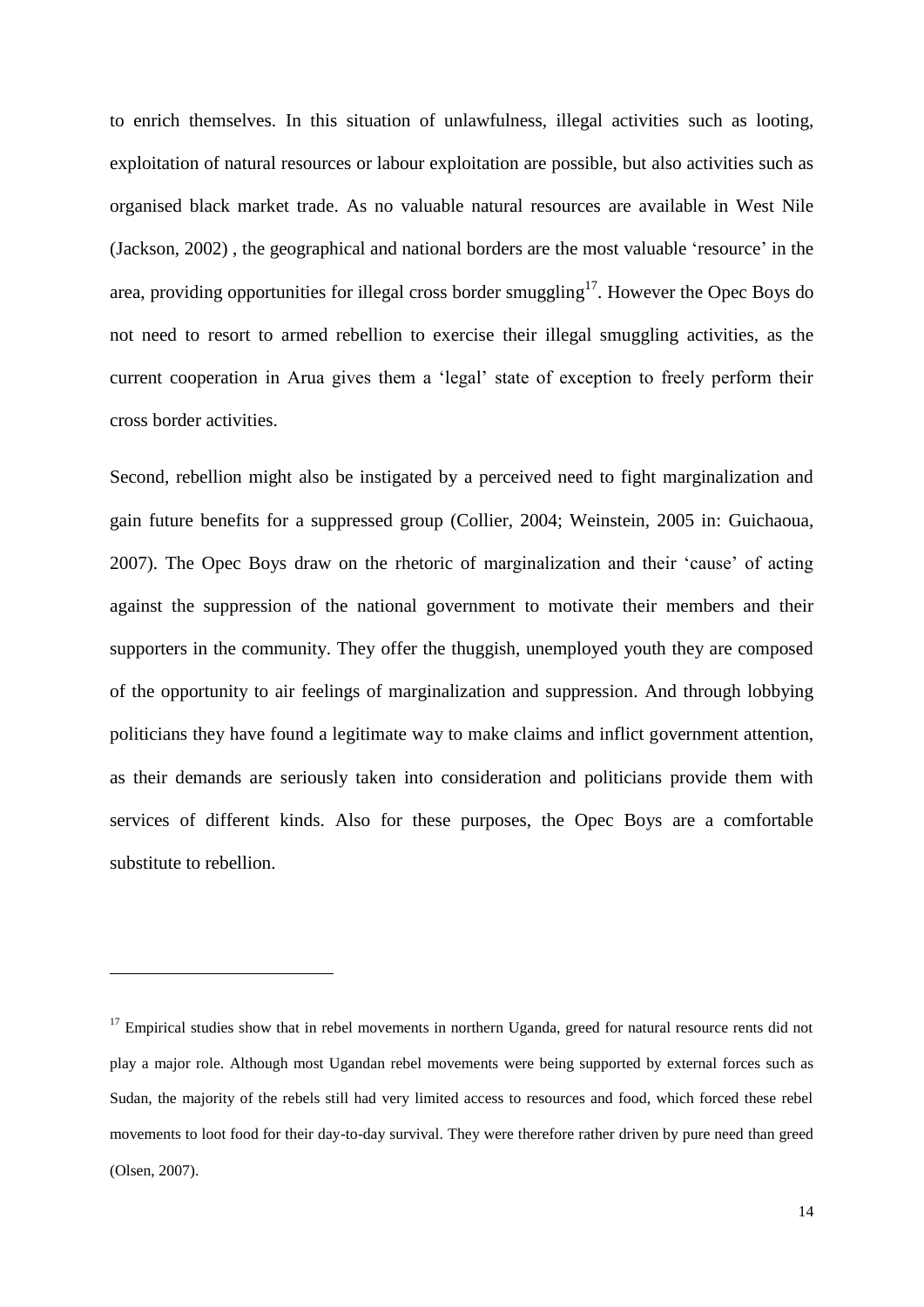to enrich themselves. In this situation of unlawfulness, illegal activities such as looting, exploitation of natural resources or labour exploitation are possible, but also activities such as organised black market trade. As no valuable natural resources are available in West Nile (Jackson, 2002) , the geographical and national borders are the most valuable 'resource' in the area, providing opportunities for illegal cross border smuggling[17]. However the Opec Boys do not need to resort to armed rebellion to exercise their illegal smuggling activities, as the current cooperation in Arua gives them a 'legal' state of exception to freely perform their cross border activities.

Second, rebellion might also be instigated by a perceived need to fight marginalization and gain future benefits for a suppressed group (Collier, 2004; Weinstein, 2005 in: Guichaoua, 2007). The Opec Boys draw on the rhetoric of marginalization and their 'cause' of acting against the suppression of the national government to motivate their members and their supporters in the community. They offer the thuggish, unemployed youth they are composed of the opportunity to air feelings of marginalization and suppression. And through lobbying politicians they have found a legitimate way to make claims and inflict government attention, as their demands are seriously taken into consideration and politicians provide them with services of different kinds. Also for these purposes, the Opec Boys are a comfortable substitute to rebellion.

---

[17] Empirical studies show that in rebel movements in northern Uganda, greed for natural resource rents did not play a major role. Although most Ugandan rebel movements were being supported by external forces such as Sudan, the majority of the rebels still had very limited access to resources and food, which forced these rebel movements to loot food for their day-to-day survival. They were therefore rather driven by pure need than greed (Olsen, 2007).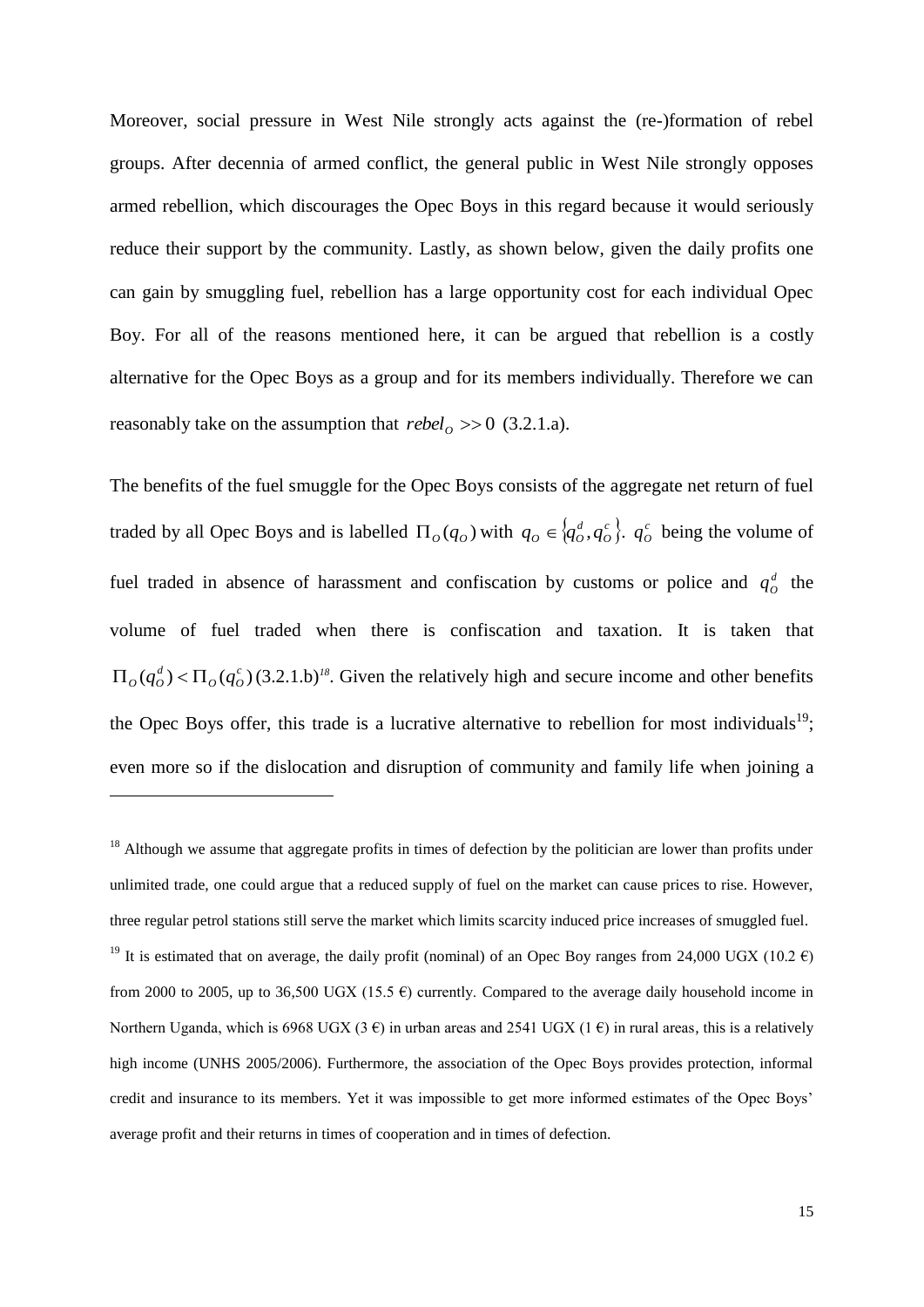Moreover, social pressure in West Nile strongly acts against the (re-)formation of rebel groups. After decennia of armed conflict, the general public in West Nile strongly opposes armed rebellion, which discourages the Opec Boys in this regard because it would seriously reduce their support by the community. Lastly, as shown below, given the daily profits one can gain by smuggling fuel, rebellion has a large opportunity cost for each individual Opec Boy. For all of the reasons mentioned here, it can be argued that rebellion is a costly alternative for the Opec Boys as a group and for its members individually. Therefore we can reasonably take on the assumption that $rebel_O >> 0$ (3.2.1.a).

The benefits of the fuel smuggle for the Opec Boys consists of the aggregate net return of fuel traded by all Opec Boys and is labelled $\Pi_O(q_O)$ with $q_O \in \{q_O^d, q_O^c\}$. $q_O^c$ being the volume of fuel traded in absence of harassment and confiscation by customs or police and $q_O^d$ the volume of fuel traded when there is confiscation and taxation. It is taken that $\Pi_O(q_O^d) < \Pi_O(q_O^c)$ (3.2.1.b)[18]. Given the relatively high and secure income and other benefits the Opec Boys offer, this trade is a lucrative alternative to rebellion for most individuals[19]; even more so if the dislocation and disruption of community and family life when joining a

[18] Although we assume that aggregate profits in times of defection by the politician are lower than profits under unlimited trade, one could argue that a reduced supply of fuel on the market can cause prices to rise. However, three regular petrol stations still serve the market which limits scarcity induced price increases of smuggled fuel.

[19] It is estimated that on average, the daily profit (nominal) of an Opec Boy ranges from 24,000 UGX (10.2 €) from 2000 to 2005, up to 36,500 UGX (15.5 €) currently. Compared to the average daily household income in Northern Uganda, which is 6968 UGX (3 €) in urban areas and 2541 UGX (1 €) in rural areas, this is a relatively high income (UNHS 2005/2006). Furthermore, the association of the Opec Boys provides protection, informal credit and insurance to its members. Yet it was impossible to get more informed estimates of the Opec Boys' average profit and their returns in times of cooperation and in times of defection.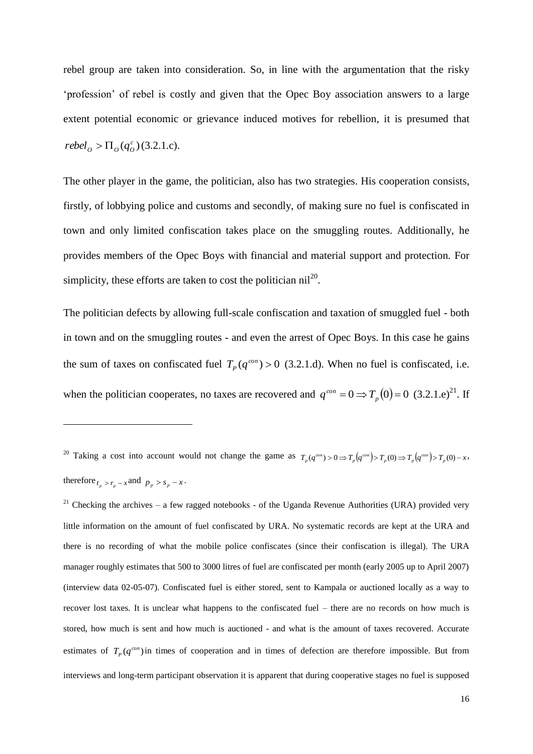rebel group are taken into consideration. So, in line with the argumentation that the risky 'profession' of rebel is costly and given that the Opec Boy association answers to a large extent potential economic or grievance induced motives for rebellion, it is presumed that $rebel_O > \Pi_O(q_O^c)$ (3.2.1.c).

The other player in the game, the politician, also has two strategies. His cooperation consists, firstly, of lobbying police and customs and secondly, of making sure no fuel is confiscated in town and only limited confiscation takes place on the smuggling routes. Additionally, he provides members of the Opec Boys with financial and material support and protection. For simplicity, these efforts are taken to cost the politician nil[20].

The politician defects by allowing full-scale confiscation and taxation of smuggled fuel - both in town and on the smuggling routes - and even the arrest of Opec Boys. In this case he gains the sum of taxes on confiscated fuel $T_P(q^{con}) > 0$ (3.2.1.d). When no fuel is confiscated, i.e. when the politician cooperates, no taxes are recovered and $q^{con} = 0 \Rightarrow T_p(0) = 0$ (3.2.1.e)[21]. If

---

[20] Taking a cost into account would not change the game as $T_p(q^{con}) > 0 \Rightarrow T_p(q^{con}) > T_p(0) \Rightarrow T_p(q^{con}) > T_p(0) - x$, therefore $t_p > r_p - x$ and $p_p > s_p - x$.

[21] Checking the archives – a few ragged notebooks - of the Uganda Revenue Authorities (URA) provided very little information on the amount of fuel confiscated by URA. No systematic records are kept at the URA and there is no recording of what the mobile police confiscates (since their confiscation is illegal). The URA manager roughly estimates that 500 to 3000 litres of fuel are confiscated per month (early 2005 up to April 2007) (interview data 02-05-07). Confiscated fuel is either stored, sent to Kampala or auctioned locally as a way to recover lost taxes. It is unclear what happens to the confiscated fuel – there are no records on how much is stored, how much is sent and how much is auctioned - and what is the amount of taxes recovered. Accurate estimates of $T_P(q^{con})$ in times of cooperation and in times of defection are therefore impossible. But from interviews and long-term participant observation it is apparent that during cooperative stages no fuel is supposed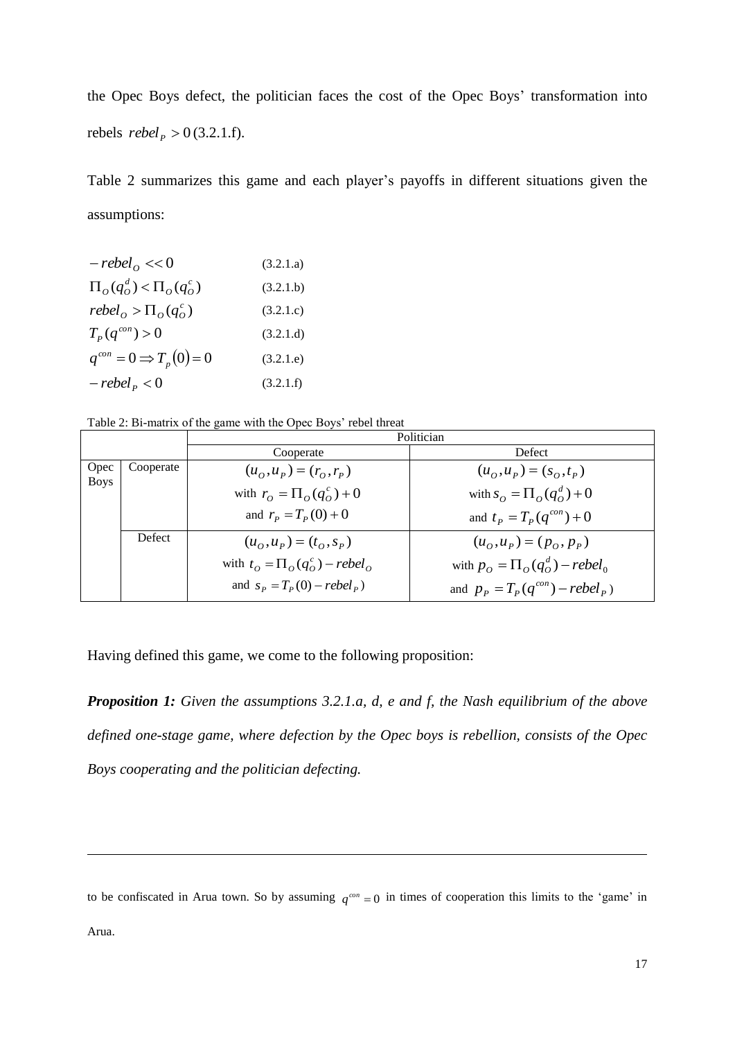the Opec Boys defect, the politician faces the cost of the Opec Boys' transformation into rebels $rebel_P > 0$ (3.2.1.f).

Table 2 summarizes this game and each player's payoffs in different situations given the assumptions:

$$-rebel_O << 0 \qquad (3.2.1.a)$$
$$\Pi_O(q_O^d) < \Pi_O(q_O^c) \qquad (3.2.1.b)$$
$$rebel_O > \Pi_O(q_O^c) \qquad (3.2.1.c)$$
$$T_P(q^{con}) > 0 \qquad (3.2.1.d)$$
$$q^{con} = 0 \Rightarrow T_p(0) = 0 \qquad (3.2.1.e)$$
$$-rebel_P < 0 \qquad (3.2.1.f)$$

Table 2: Bi-matrix of the game with the Opec Boys' rebel threat

| | | Politician | |
|---|---|---|---|
| | | Cooperate | Defect |
| Opec Boys | Cooperate | $(u_O, u_P) = (r_O, r_P)$ with $r_O = \Pi_O(q_O^c) + 0$ and $r_P = T_P(0) + 0$ | $(u_O, u_P) = (s_O, t_P)$ with $s_O = \Pi_O(q_O^d) + 0$ and $t_P = T_P(q^{con}) + 0$ |
| | Defect | $(u_O, u_P) = (t_O, s_P)$ with $t_O = \Pi_O(q_O^c) - rebel_O$ and $s_P = T_P(0) - rebel_P)$ | $(u_O, u_P) = (p_O, p_P)$ with $p_O = \Pi_O(q_O^d) - rebel_0$ and $p_P = T_P(q^{con}) - rebel_P)$ |

Having defined this game, we come to the following proposition:

***Proposition 1:*** *Given the assumptions 3.2.1.a, d, e and f, the Nash equilibrium of the above defined one-stage game, where defection by the Opec boys is rebellion, consists of the Opec Boys cooperating and the politician defecting.*

---

to be confiscated in Arua town. So by assuming $q^{con} = 0$ in times of cooperation this limits to the 'game' in Arua.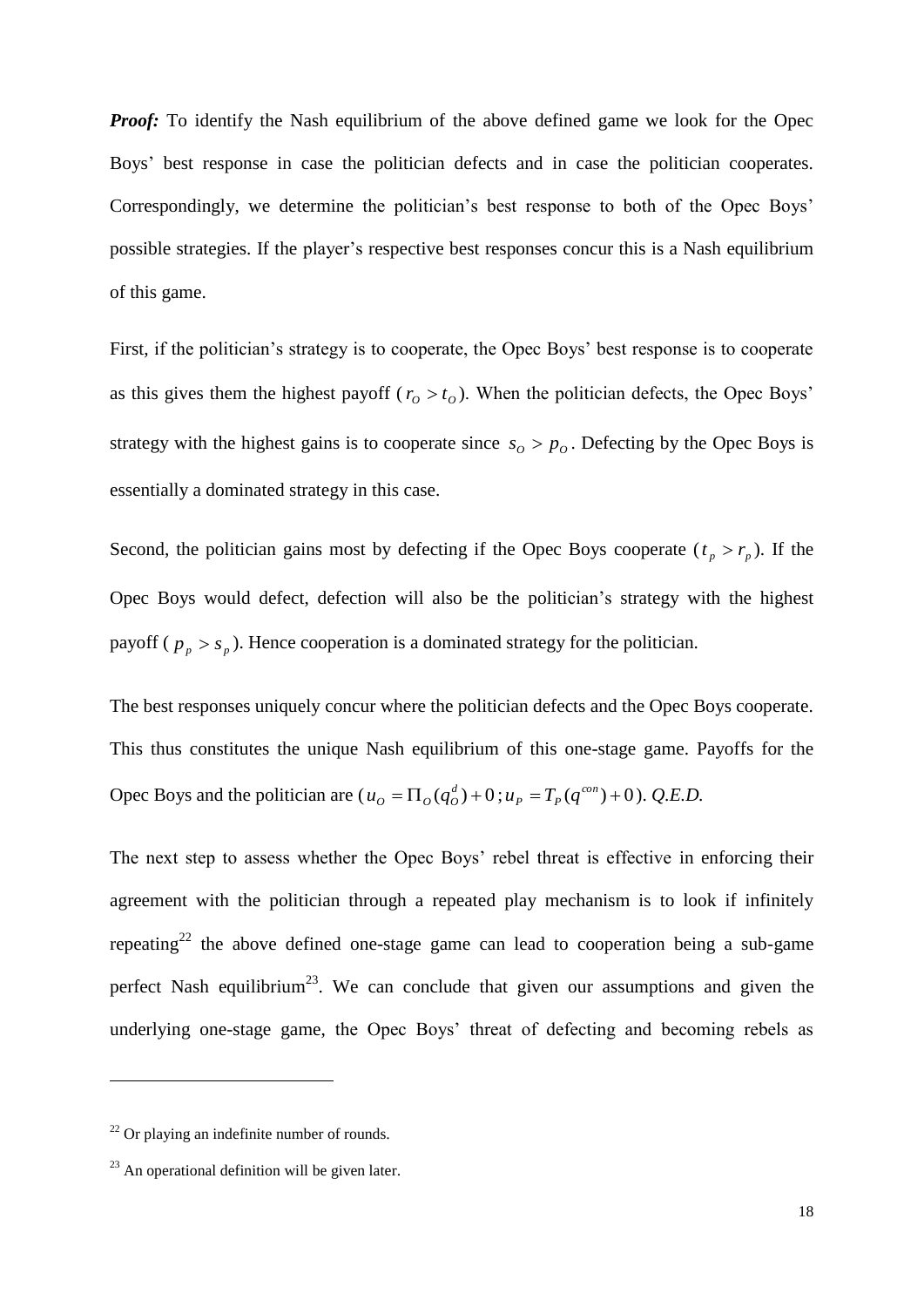***Proof:*** To identify the Nash equilibrium of the above defined game we look for the Opec Boys' best response in case the politician defects and in case the politician cooperates. Correspondingly, we determine the politician's best response to both of the Opec Boys' possible strategies. If the player's respective best responses concur this is a Nash equilibrium of this game.

First, if the politician's strategy is to cooperate, the Opec Boys' best response is to cooperate as this gives them the highest payoff ($r_O > t_O$). When the politician defects, the Opec Boys' strategy with the highest gains is to cooperate since $s_O > p_O$. Defecting by the Opec Boys is essentially a dominated strategy in this case.

Second, the politician gains most by defecting if the Opec Boys cooperate ($t_p > r_p$). If the Opec Boys would defect, defection will also be the politician's strategy with the highest payoff ($p_p > s_p$). Hence cooperation is a dominated strategy for the politician.

The best responses uniquely concur where the politician defects and the Opec Boys cooperate. This thus constitutes the unique Nash equilibrium of this one-stage game. Payoffs for the Opec Boys and the politician are ($u_O = \Pi_O(q_O^d) + 0$; $u_P = T_P(q^{con}) + 0$). *Q.E.D.*

The next step to assess whether the Opec Boys' rebel threat is effective in enforcing their agreement with the politician through a repeated play mechanism is to look if infinitely repeating[22] the above defined one-stage game can lead to cooperation being a sub-game perfect Nash equilibrium[23]. We can conclude that given our assumptions and given the underlying one-stage game, the Opec Boys' threat of defecting and becoming rebels as

---

[22] Or playing an indefinite number of rounds.

[23] An operational definition will be given later.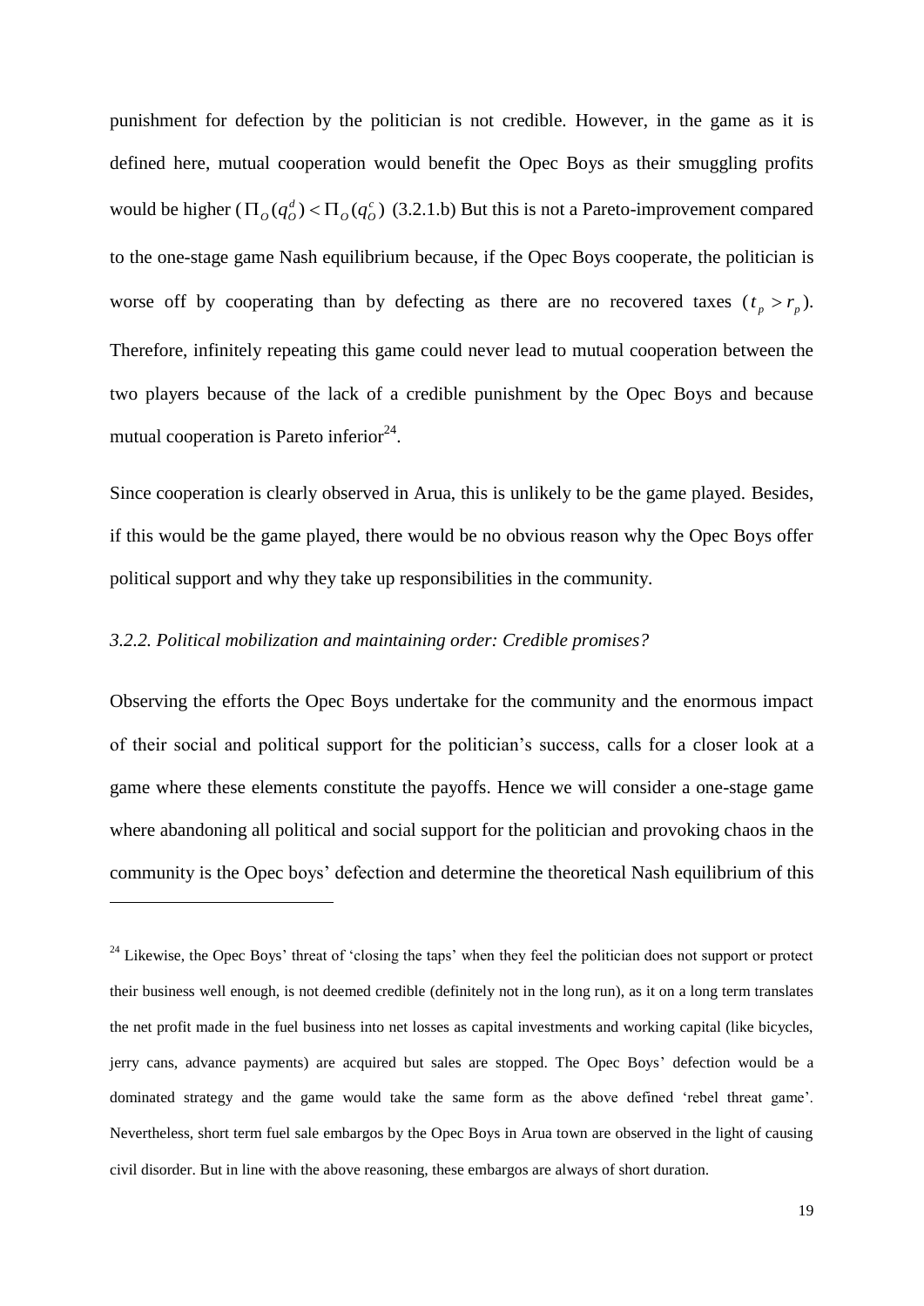punishment for defection by the politician is not credible. However, in the game as it is defined here, mutual cooperation would benefit the Opec Boys as their smuggling profits would be higher ($\Pi_O(q_O^d) < \Pi_O(q_O^c)$ (3.2.1.b) But this is not a Pareto-improvement compared to the one-stage game Nash equilibrium because, if the Opec Boys cooperate, the politician is worse off by cooperating than by defecting as there are no recovered taxes ($t_p > r_p$). Therefore, infinitely repeating this game could never lead to mutual cooperation between the two players because of the lack of a credible punishment by the Opec Boys and because mutual cooperation is Pareto inferior[24].

Since cooperation is clearly observed in Arua, this is unlikely to be the game played. Besides, if this would be the game played, there would be no obvious reason why the Opec Boys offer political support and why they take up responsibilities in the community.

### *3.2.2. Political mobilization and maintaining order: Credible promises?*

Observing the efforts the Opec Boys undertake for the community and the enormous impact of their social and political support for the politician's success, calls for a closer look at a game where these elements constitute the payoffs. Hence we will consider a one-stage game where abandoning all political and social support for the politician and provoking chaos in the community is the Opec boys' defection and determine the theoretical Nash equilibrium of this

---

[24] Likewise, the Opec Boys' threat of 'closing the taps' when they feel the politician does not support or protect their business well enough, is not deemed credible (definitely not in the long run), as it on a long term translates the net profit made in the fuel business into net losses as capital investments and working capital (like bicycles, jerry cans, advance payments) are acquired but sales are stopped. The Opec Boys' defection would be a dominated strategy and the game would take the same form as the above defined 'rebel threat game'. Nevertheless, short term fuel sale embargos by the Opec Boys in Arua town are observed in the light of causing civil disorder. But in line with the above reasoning, these embargos are always of short duration.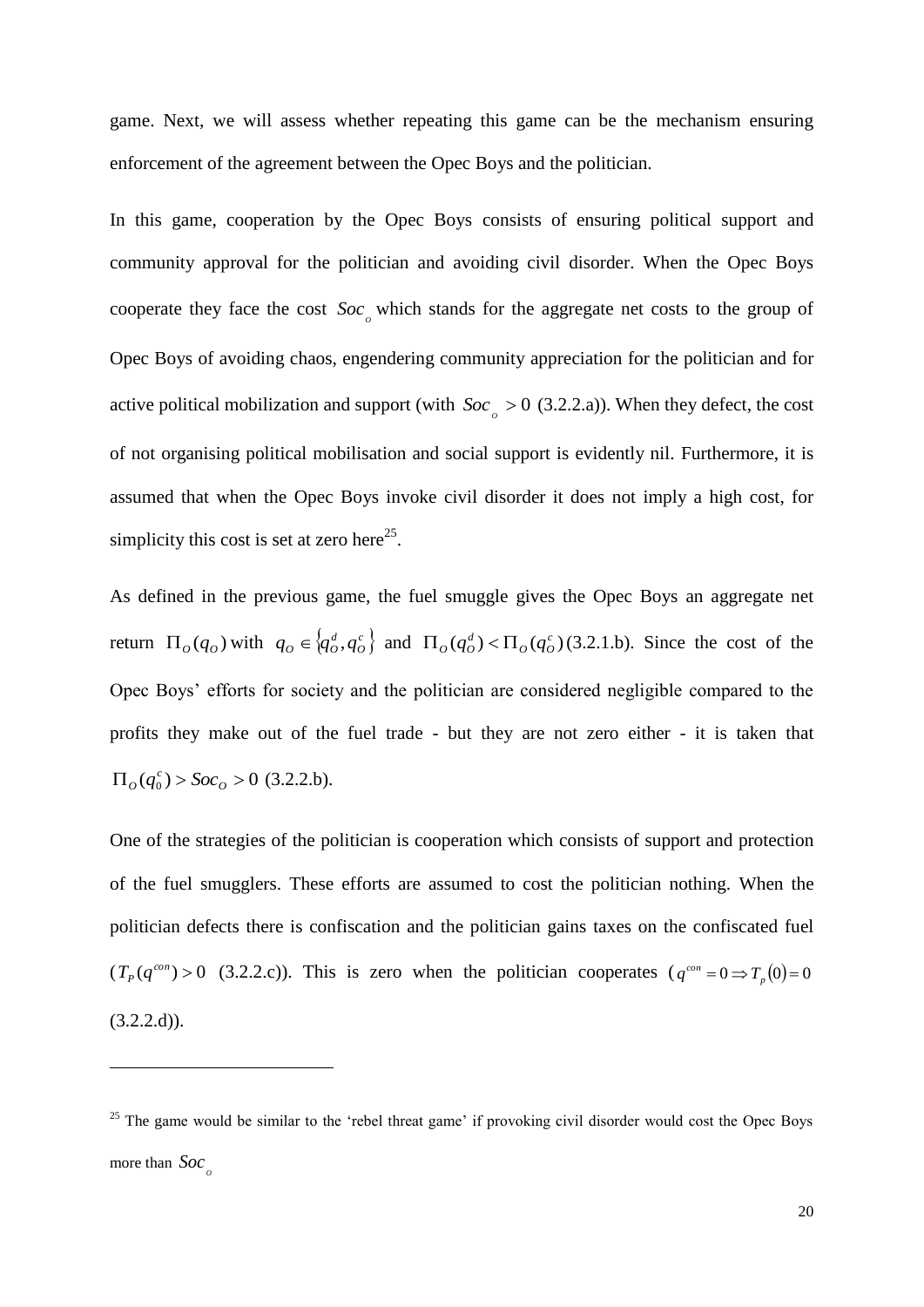game. Next, we will assess whether repeating this game can be the mechanism ensuring enforcement of the agreement between the Opec Boys and the politician.

In this game, cooperation by the Opec Boys consists of ensuring political support and community approval for the politician and avoiding civil disorder. When the Opec Boys cooperate they face the cost $Soc_o$ which stands for the aggregate net costs to the group of Opec Boys of avoiding chaos, engendering community appreciation for the politician and for active political mobilization and support (with $Soc_o > 0$ (3.2.2.a)). When they defect, the cost of not organising political mobilisation and social support is evidently nil. Furthermore, it is assumed that when the Opec Boys invoke civil disorder it does not imply a high cost, for simplicity this cost is set at zero here[25].

As defined in the previous game, the fuel smuggle gives the Opec Boys an aggregate net return $\Pi_O(q_O)$ with $q_O \in \{q_O^d, q_O^c\}$ and $\Pi_O(q_O^d) < \Pi_O(q_O^c)$ (3.2.1.b). Since the cost of the Opec Boys' efforts for society and the politician are considered negligible compared to the profits they make out of the fuel trade - but they are not zero either - it is taken that $\Pi_O(q_0^c) > Soc_O > 0$ (3.2.2.b).

One of the strategies of the politician is cooperation which consists of support and protection of the fuel smugglers. These efforts are assumed to cost the politician nothing. When the politician defects there is confiscation and the politician gains taxes on the confiscated fuel ($T_P(q^{con}) > 0$ (3.2.2.c)). This is zero when the politician cooperates ($q^{con} = 0 \Rightarrow T_p(0) = 0$ (3.2.2.d)).

---

[25] The game would be similar to the 'rebel threat game' if provoking civil disorder would cost the Opec Boys more than $Soc_o$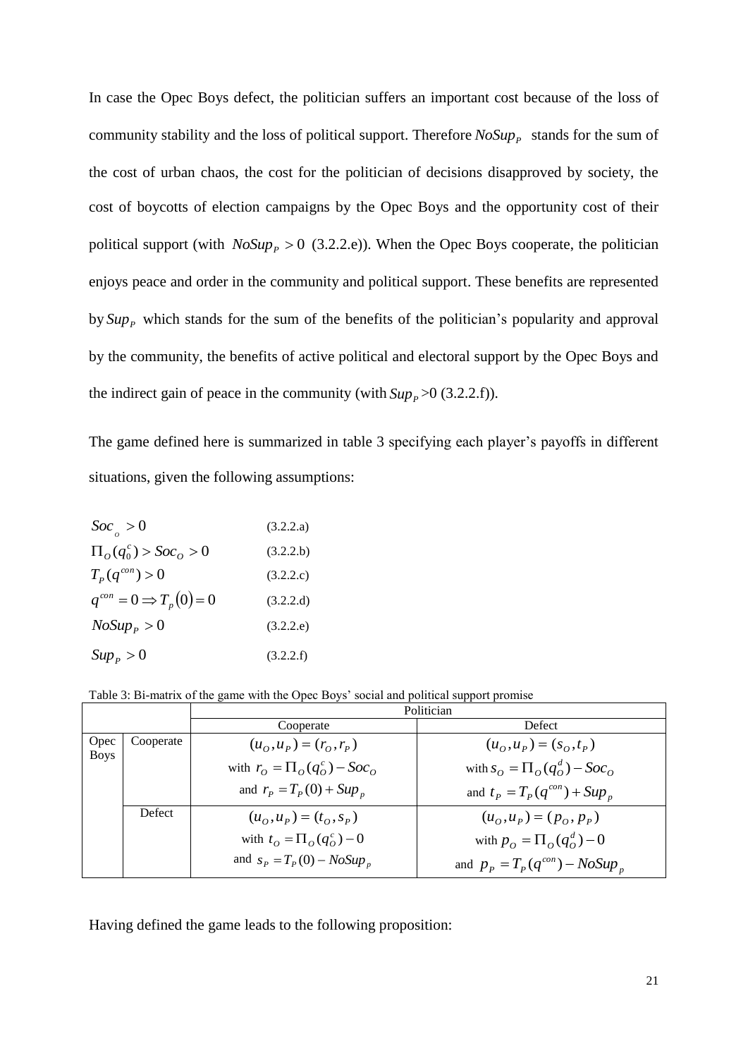In case the Opec Boys defect, the politician suffers an important cost because of the loss of community stability and the loss of political support. Therefore $NoSup_P$ stands for the sum of the cost of urban chaos, the cost for the politician of decisions disapproved by society, the cost of boycotts of election campaigns by the Opec Boys and the opportunity cost of their political support (with $NoSup_P > 0$ (3.2.2.e)). When the Opec Boys cooperate, the politician enjoys peace and order in the community and political support. These benefits are represented by $Sup_P$ which stands for the sum of the benefits of the politician's popularity and approval by the community, the benefits of active political and electoral support by the Opec Boys and the indirect gain of peace in the community (with $Sup_P$ >0 (3.2.2.f)).

The game defined here is summarized in table 3 specifying each player's payoffs in different situations, given the following assumptions:

$$Soc_o > 0 \qquad (3.2.2.a)$$

$$\Pi_O(q_0^c) > Soc_O > 0 \qquad (3.2.2.b)$$

$$T_P(q^{con}) > 0 \qquad (3.2.2.c)$$

$$q^{con} = 0 \Rightarrow T_p(0) = 0 \qquad (3.2.2.d)$$

$$NoSup_P > 0 \qquad (3.2.2.e)$$

$$Sup_P > 0 \qquad (3.2.2.f)$$

Table 3: Bi-matrix of the game with the Opec Boys' social and political support promise

| | | Politician | |
|---|---|---|---|
| | | Cooperate | Defect |
| Opec Boys | Cooperate | $(u_O, u_P) = (r_O, r_P)$ with $r_O = \Pi_O(q_O^c) - Soc_O$ and $r_P = T_P(0) + Sup_p$ | $(u_O, u_P) = (s_O, t_P)$ with $s_O = \Pi_O(q_O^d) - Soc_O$ and $t_P = T_P(q^{con}) + Sup_p$ |
| | Defect | $(u_O, u_P) = (t_O, s_P)$ with $t_O = \Pi_O(q_O^c) - 0$ and $s_P = T_P(0) - NoSup_p$ | $(u_O, u_P) = (p_O, p_P)$ with $p_O = \Pi_O(q_O^d) - 0$ and $p_P = T_P(q^{con}) - NoSup_p$ |

Having defined the game leads to the following proposition: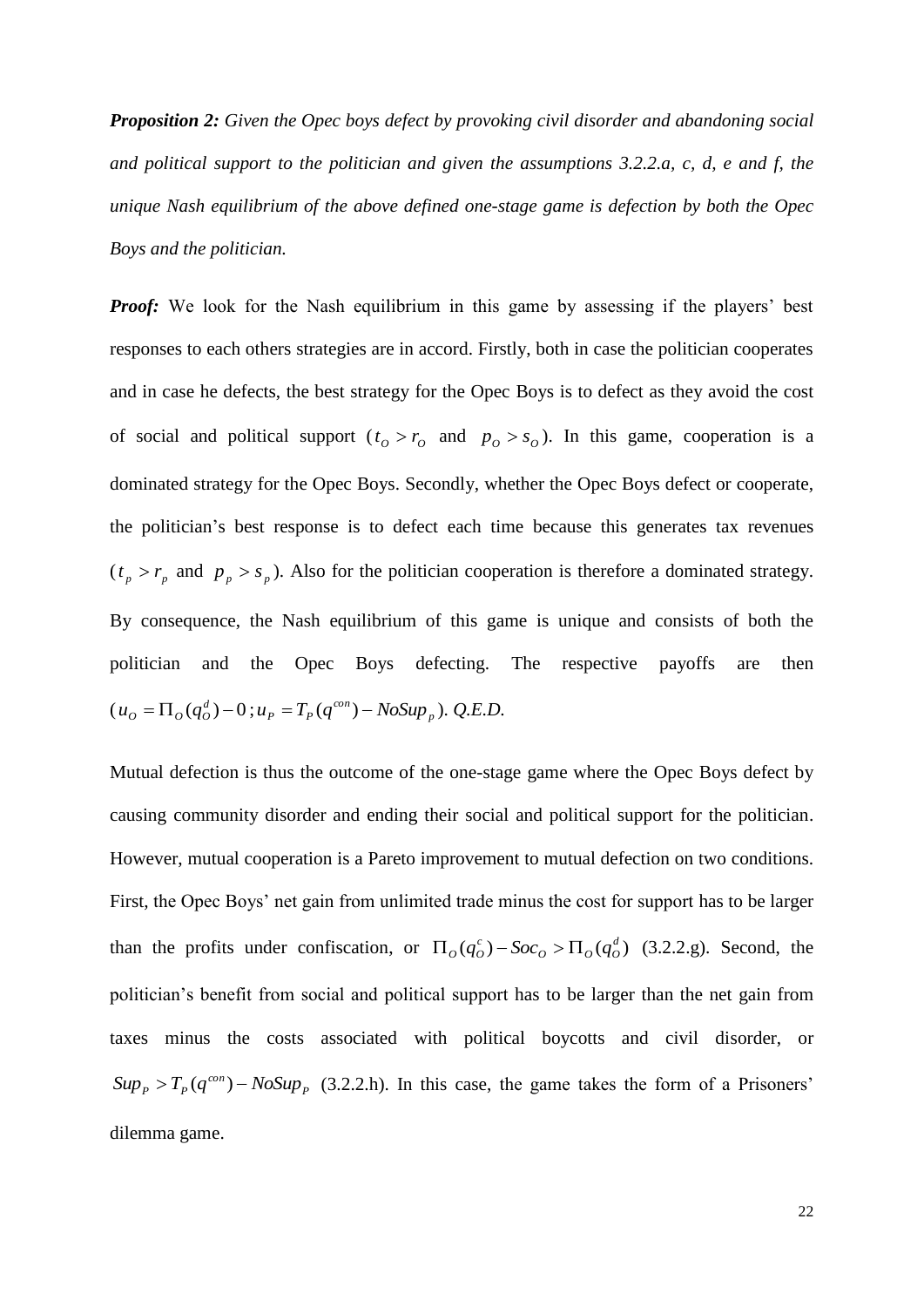***Proposition 2:*** *Given the Opec boys defect by provoking civil disorder and abandoning social and political support to the politician and given the assumptions 3.2.2.a, c, d, e and f, the unique Nash equilibrium of the above defined one-stage game is defection by both the Opec Boys and the politician.*

***Proof:*** We look for the Nash equilibrium in this game by assessing if the players' best responses to each others strategies are in accord. Firstly, both in case the politician cooperates and in case he defects, the best strategy for the Opec Boys is to defect as they avoid the cost of social and political support ($t_O > r_O$ and $p_O > s_O$). In this game, cooperation is a dominated strategy for the Opec Boys. Secondly, whether the Opec Boys defect or cooperate, the politician's best response is to defect each time because this generates tax revenues ($t_p > r_p$ and $p_p > s_p$). Also for the politician cooperation is therefore a dominated strategy. By consequence, the Nash equilibrium of this game is unique and consists of both the politician and the Opec Boys defecting. The respective payoffs are then ($u_O = \Pi_O(q_O^d) - 0$ ; $u_P = T_P(q^{con}) - NoSup_p$). *Q.E.D.*

Mutual defection is thus the outcome of the one-stage game where the Opec Boys defect by causing community disorder and ending their social and political support for the politician. However, mutual cooperation is a Pareto improvement to mutual defection on two conditions. First, the Opec Boys' net gain from unlimited trade minus the cost for support has to be larger than the profits under confiscation, or $\Pi_O(q_O^c) - Soc_O > \Pi_O(q_O^d)$ (3.2.2.g). Second, the politician's benefit from social and political support has to be larger than the net gain from taxes minus the costs associated with political boycotts and civil disorder, or $Sup_P > T_P(q^{con}) - NoSup_P$ (3.2.2.h). In this case, the game takes the form of a Prisoners' dilemma game.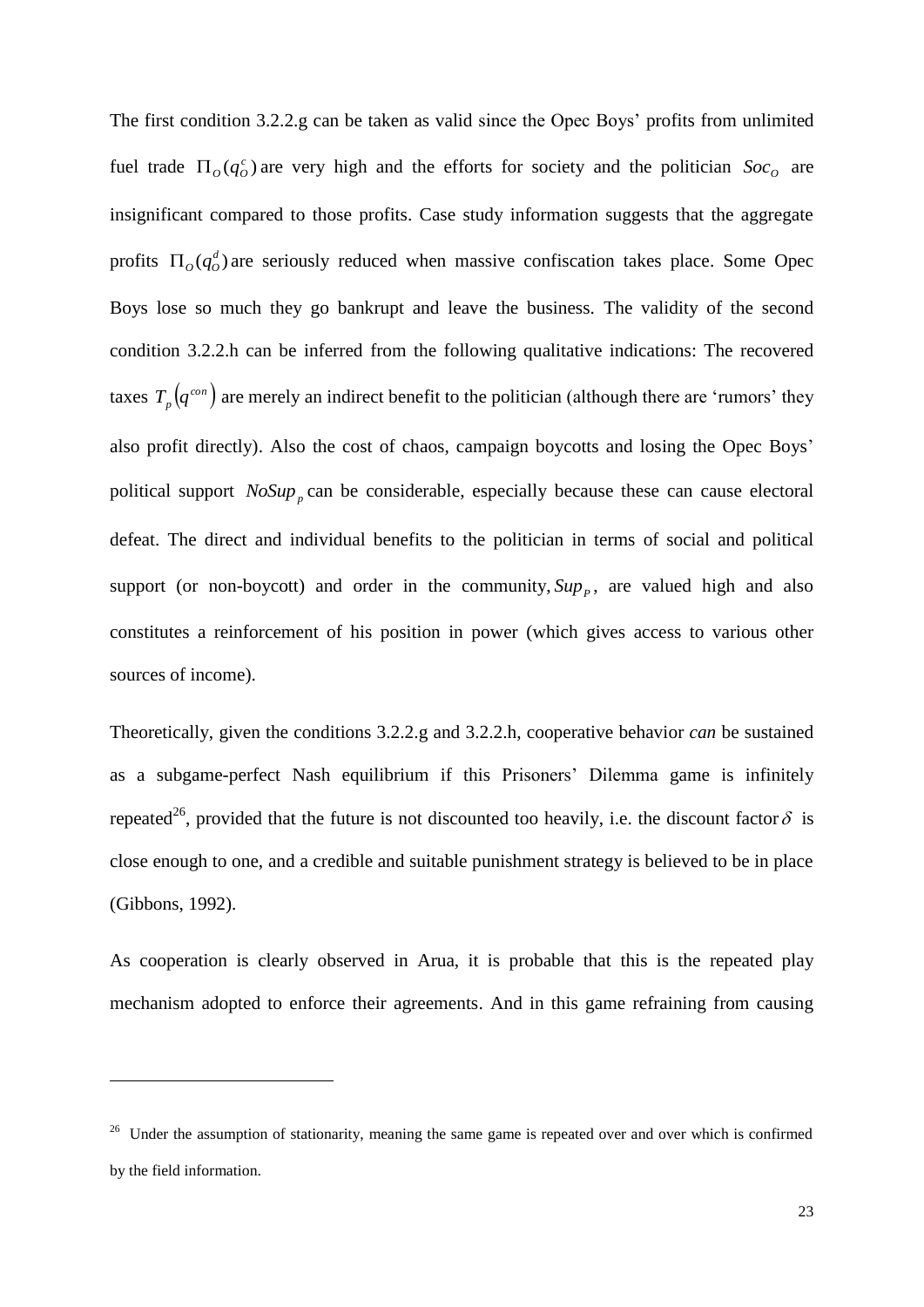The first condition 3.2.2.g can be taken as valid since the Opec Boys' profits from unlimited fuel trade $\Pi_O(q_O^c)$ are very high and the efforts for society and the politician $Soc_O$ are insignificant compared to those profits. Case study information suggests that the aggregate profits $\Pi_O(q_O^d)$ are seriously reduced when massive confiscation takes place. Some Opec Boys lose so much they go bankrupt and leave the business. The validity of the second condition 3.2.2.h can be inferred from the following qualitative indications: The recovered taxes $T_p(q^{con})$ are merely an indirect benefit to the politician (although there are 'rumors' they also profit directly). Also the cost of chaos, campaign boycotts and losing the Opec Boys' political support $NoSup_p$ can be considerable, especially because these can cause electoral defeat. The direct and individual benefits to the politician in terms of social and political support (or non-boycott) and order in the community, $Sup_P$, are valued high and also constitutes a reinforcement of his position in power (which gives access to various other sources of income).

Theoretically, given the conditions 3.2.2.g and 3.2.2.h, cooperative behavior *can* be sustained as a subgame-perfect Nash equilibrium if this Prisoners' Dilemma game is infinitely repeated[26], provided that the future is not discounted too heavily, i.e. the discount factor $\delta$ is close enough to one, and a credible and suitable punishment strategy is believed to be in place (Gibbons, 1992).

As cooperation is clearly observed in Arua, it is probable that this is the repeated play mechanism adopted to enforce their agreements. And in this game refraining from causing

---

[26] Under the assumption of stationarity, meaning the same game is repeated over and over which is confirmed by the field information.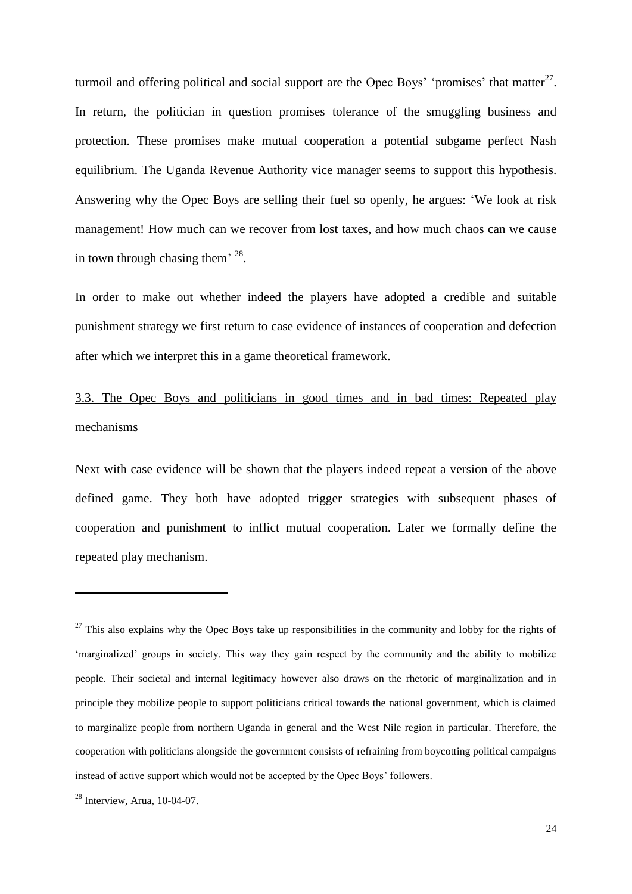turmoil and offering political and social support are the Opec Boys' 'promises' that matter[27]. In return, the politician in question promises tolerance of the smuggling business and protection. These promises make mutual cooperation a potential subgame perfect Nash equilibrium. The Uganda Revenue Authority vice manager seems to support this hypothesis. Answering why the Opec Boys are selling their fuel so openly, he argues: 'We look at risk management! How much can we recover from lost taxes, and how much chaos can we cause in town through chasing them' [28].

In order to make out whether indeed the players have adopted a credible and suitable punishment strategy we first return to case evidence of instances of cooperation and defection after which we interpret this in a game theoretical framework.

### 3.3. The Opec Boys and politicians in good times and in bad times: Repeated play mechanisms

Next with case evidence will be shown that the players indeed repeat a version of the above defined game. They both have adopted trigger strategies with subsequent phases of cooperation and punishment to inflict mutual cooperation. Later we formally define the repeated play mechanism.

---

[27] This also explains why the Opec Boys take up responsibilities in the community and lobby for the rights of 'marginalized' groups in society. This way they gain respect by the community and the ability to mobilize people. Their societal and internal legitimacy however also draws on the rhetoric of marginalization and in principle they mobilize people to support politicians critical towards the national government, which is claimed to marginalize people from northern Uganda in general and the West Nile region in particular. Therefore, the cooperation with politicians alongside the government consists of refraining from boycotting political campaigns instead of active support which would not be accepted by the Opec Boys' followers.

[28] Interview, Arua, 10-04-07.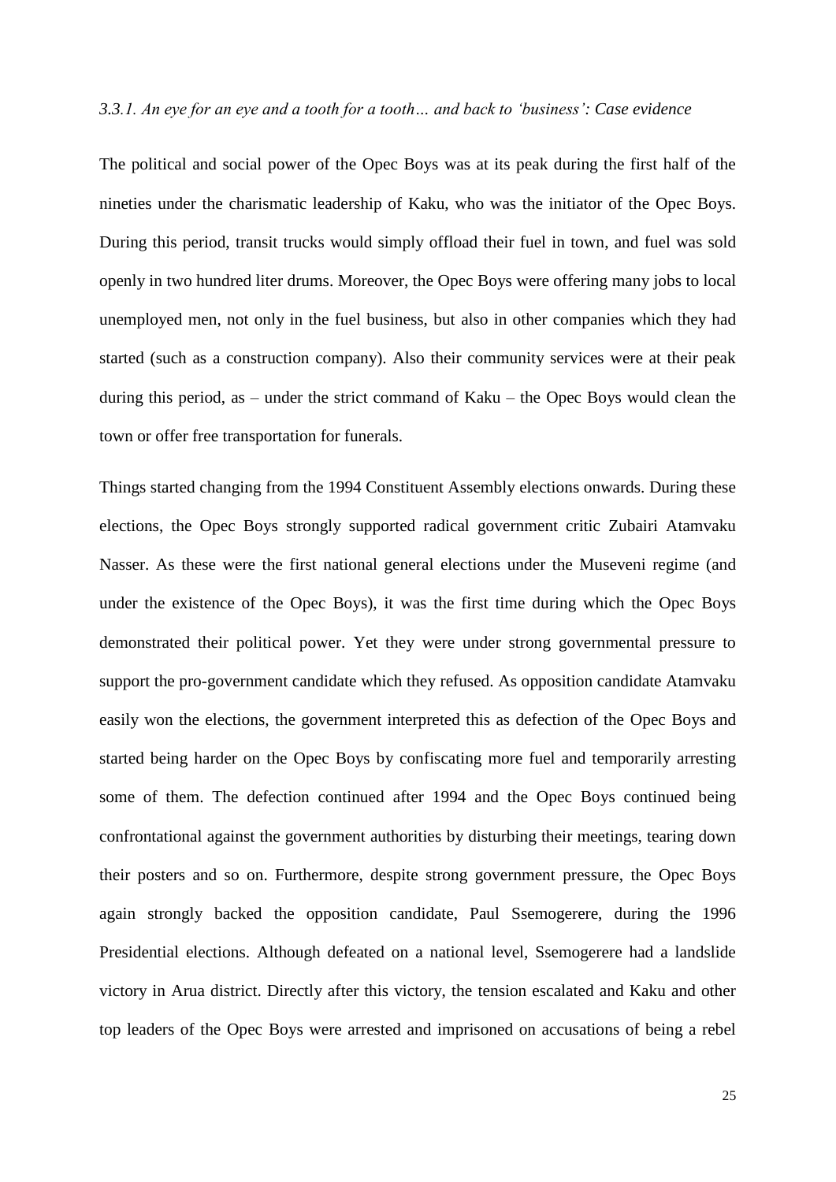### *3.3.1. An eye for an eye and a tooth for a tooth… and back to 'business': Case evidence*

The political and social power of the Opec Boys was at its peak during the first half of the nineties under the charismatic leadership of Kaku, who was the initiator of the Opec Boys. During this period, transit trucks would simply offload their fuel in town, and fuel was sold openly in two hundred liter drums. Moreover, the Opec Boys were offering many jobs to local unemployed men, not only in the fuel business, but also in other companies which they had started (such as a construction company). Also their community services were at their peak during this period, as – under the strict command of Kaku – the Opec Boys would clean the town or offer free transportation for funerals.

Things started changing from the 1994 Constituent Assembly elections onwards. During these elections, the Opec Boys strongly supported radical government critic Zubairi Atamvaku Nasser. As these were the first national general elections under the Museveni regime (and under the existence of the Opec Boys), it was the first time during which the Opec Boys demonstrated their political power. Yet they were under strong governmental pressure to support the pro-government candidate which they refused. As opposition candidate Atamvaku easily won the elections, the government interpreted this as defection of the Opec Boys and started being harder on the Opec Boys by confiscating more fuel and temporarily arresting some of them. The defection continued after 1994 and the Opec Boys continued being confrontational against the government authorities by disturbing their meetings, tearing down their posters and so on. Furthermore, despite strong government pressure, the Opec Boys again strongly backed the opposition candidate, Paul Ssemogerere, during the 1996 Presidential elections. Although defeated on a national level, Ssemogerere had a landslide victory in Arua district. Directly after this victory, the tension escalated and Kaku and other top leaders of the Opec Boys were arrested and imprisoned on accusations of being a rebel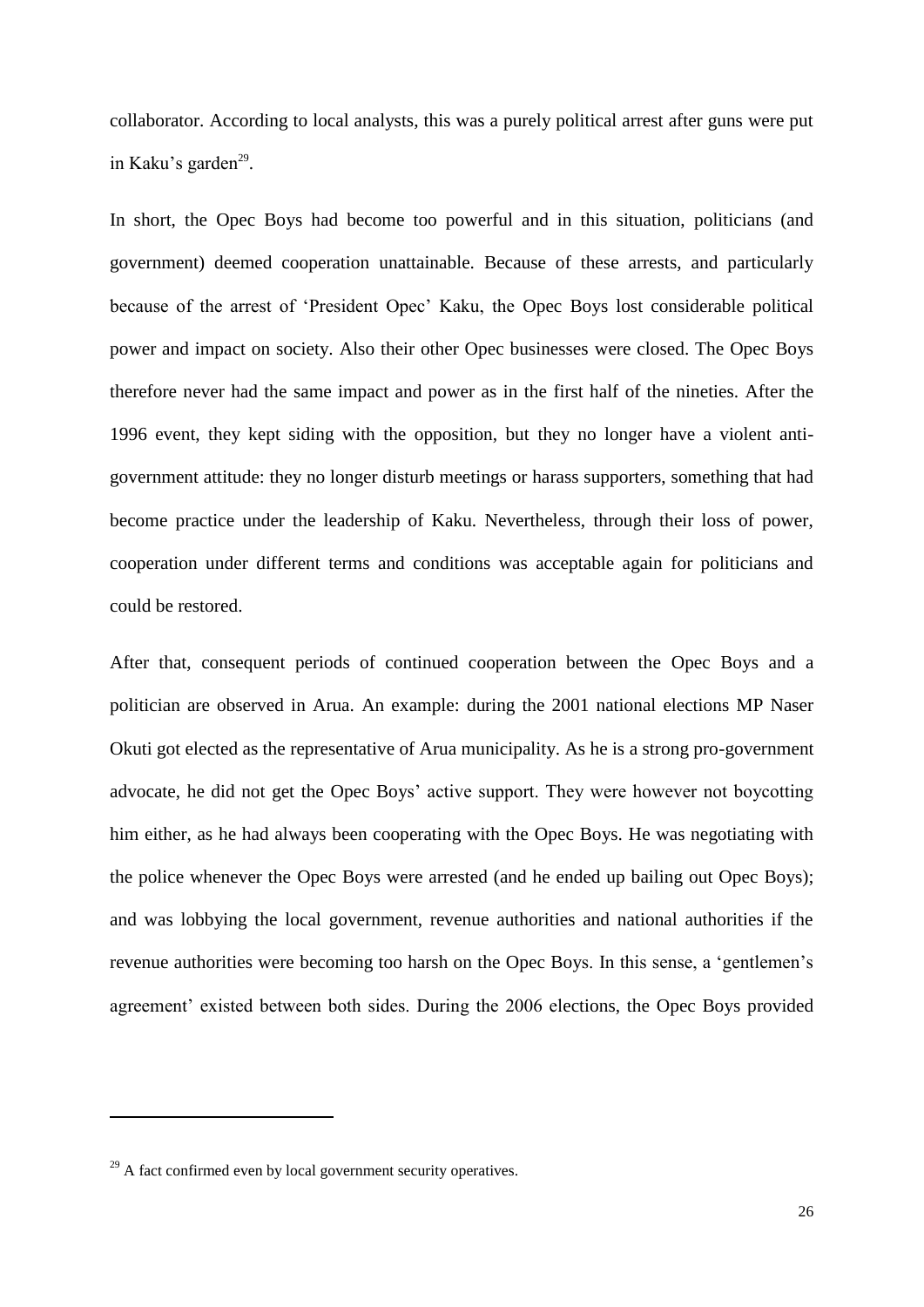collaborator. According to local analysts, this was a purely political arrest after guns were put in Kaku's garden[29].

In short, the Opec Boys had become too powerful and in this situation, politicians (and government) deemed cooperation unattainable. Because of these arrests, and particularly because of the arrest of 'President Opec' Kaku, the Opec Boys lost considerable political power and impact on society. Also their other Opec businesses were closed. The Opec Boys therefore never had the same impact and power as in the first half of the nineties. After the 1996 event, they kept siding with the opposition, but they no longer have a violent anti-government attitude: they no longer disturb meetings or harass supporters, something that had become practice under the leadership of Kaku. Nevertheless, through their loss of power, cooperation under different terms and conditions was acceptable again for politicians and could be restored.

After that, consequent periods of continued cooperation between the Opec Boys and a politician are observed in Arua. An example: during the 2001 national elections MP Naser Okuti got elected as the representative of Arua municipality. As he is a strong pro-government advocate, he did not get the Opec Boys' active support. They were however not boycotting him either, as he had always been cooperating with the Opec Boys. He was negotiating with the police whenever the Opec Boys were arrested (and he ended up bailing out Opec Boys); and was lobbying the local government, revenue authorities and national authorities if the revenue authorities were becoming too harsh on the Opec Boys. In this sense, a 'gentlemen's agreement' existed between both sides. During the 2006 elections, the Opec Boys provided

---

[29] A fact confirmed even by local government security operatives.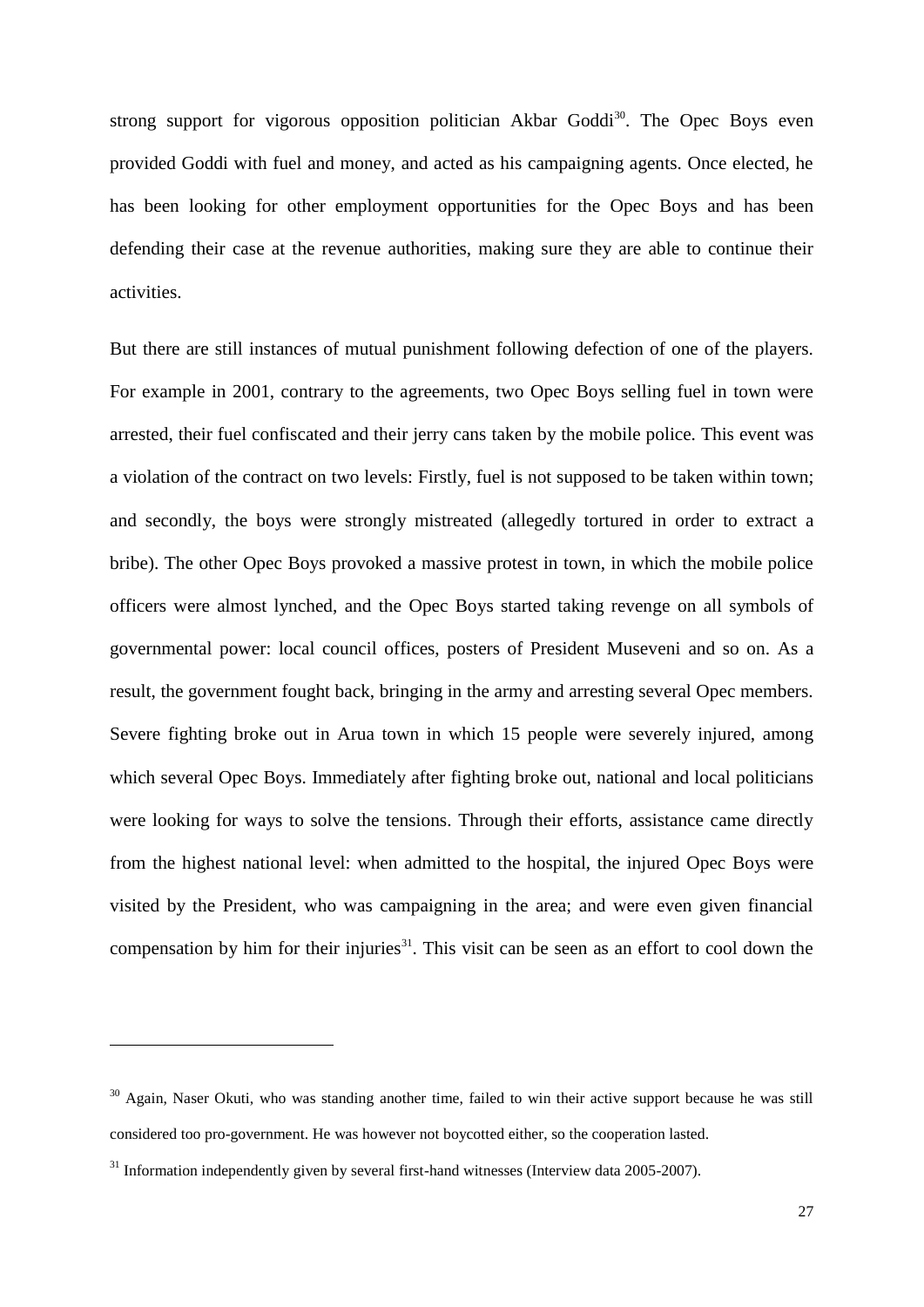strong support for vigorous opposition politician Akbar Goddi[30]. The Opec Boys even provided Goddi with fuel and money, and acted as his campaigning agents. Once elected, he has been looking for other employment opportunities for the Opec Boys and has been defending their case at the revenue authorities, making sure they are able to continue their activities.

But there are still instances of mutual punishment following defection of one of the players. For example in 2001, contrary to the agreements, two Opec Boys selling fuel in town were arrested, their fuel confiscated and their jerry cans taken by the mobile police. This event was a violation of the contract on two levels: Firstly, fuel is not supposed to be taken within town; and secondly, the boys were strongly mistreated (allegedly tortured in order to extract a bribe). The other Opec Boys provoked a massive protest in town, in which the mobile police officers were almost lynched, and the Opec Boys started taking revenge on all symbols of governmental power: local council offices, posters of President Museveni and so on. As a result, the government fought back, bringing in the army and arresting several Opec members. Severe fighting broke out in Arua town in which 15 people were severely injured, among which several Opec Boys. Immediately after fighting broke out, national and local politicians were looking for ways to solve the tensions. Through their efforts, assistance came directly from the highest national level: when admitted to the hospital, the injured Opec Boys were visited by the President, who was campaigning in the area; and were even given financial compensation by him for their injuries[31]. This visit can be seen as an effort to cool down the

[30] Again, Naser Okuti, who was standing another time, failed to win their active support because he was still considered too pro-government. He was however not boycotted either, so the cooperation lasted.

[31] Information independently given by several first-hand witnesses (Interview data 2005-2007).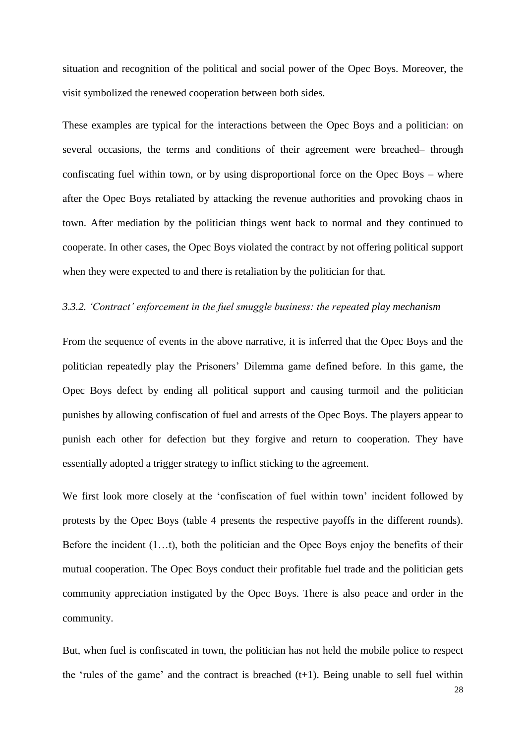situation and recognition of the political and social power of the Opec Boys. Moreover, the visit symbolized the renewed cooperation between both sides.

These examples are typical for the interactions between the Opec Boys and a politician: on several occasions, the terms and conditions of their agreement were breached– through confiscating fuel within town, or by using disproportional force on the Opec Boys – where after the Opec Boys retaliated by attacking the revenue authorities and provoking chaos in town. After mediation by the politician things went back to normal and they continued to cooperate. In other cases, the Opec Boys violated the contract by not offering political support when they were expected to and there is retaliation by the politician for that.

### *3.3.2. 'Contract' enforcement in the fuel smuggle business: the repeated play mechanism*

From the sequence of events in the above narrative, it is inferred that the Opec Boys and the politician repeatedly play the Prisoners' Dilemma game defined before. In this game, the Opec Boys defect by ending all political support and causing turmoil and the politician punishes by allowing confiscation of fuel and arrests of the Opec Boys. The players appear to punish each other for defection but they forgive and return to cooperation. They have essentially adopted a trigger strategy to inflict sticking to the agreement.

We first look more closely at the 'confiscation of fuel within town' incident followed by protests by the Opec Boys (table 4 presents the respective payoffs in the different rounds). Before the incident (1…t), both the politician and the Opec Boys enjoy the benefits of their mutual cooperation. The Opec Boys conduct their profitable fuel trade and the politician gets community appreciation instigated by the Opec Boys. There is also peace and order in the community.

But, when fuel is confiscated in town, the politician has not held the mobile police to respect the 'rules of the game' and the contract is breached (t+1). Being unable to sell fuel within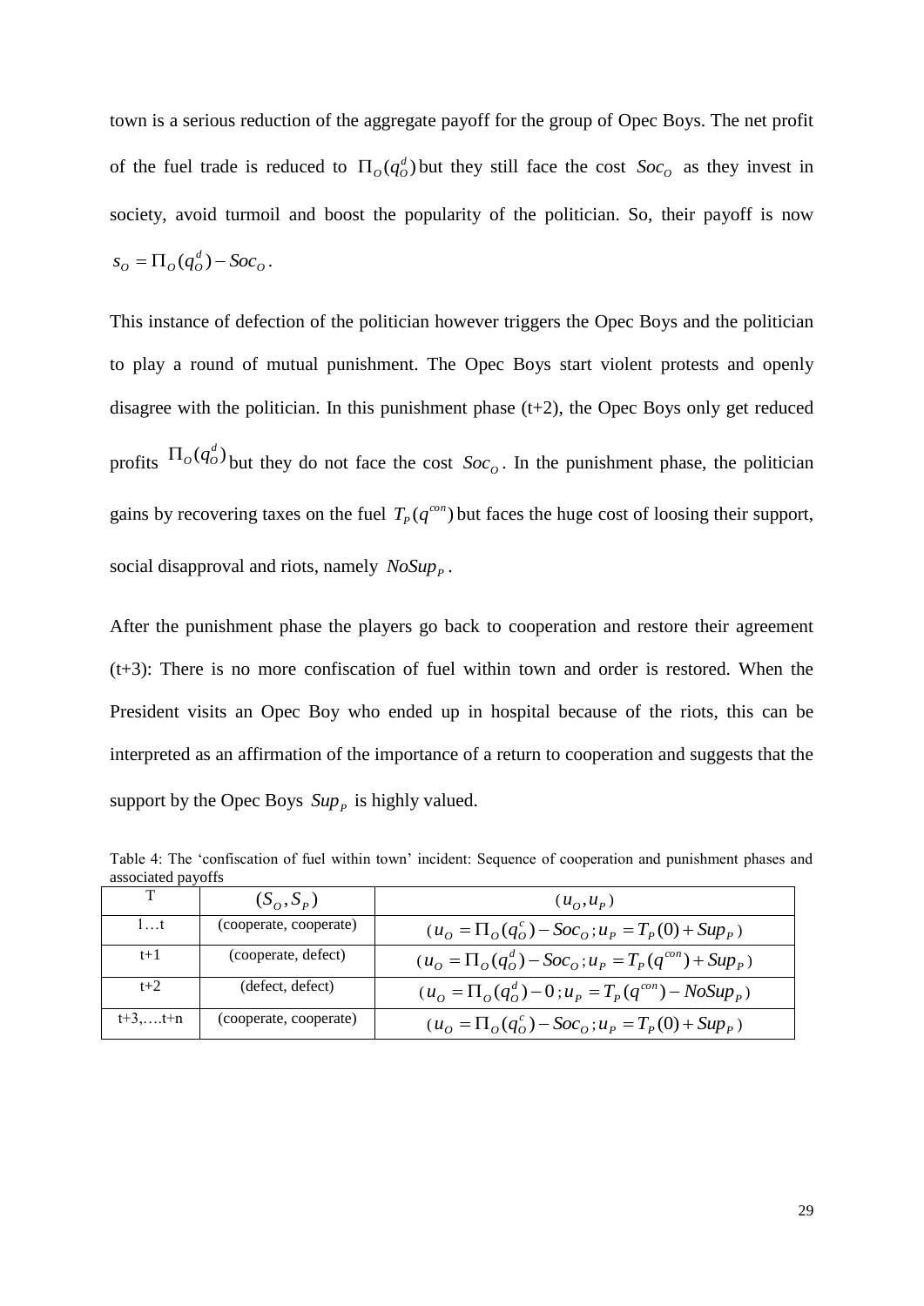town is a serious reduction of the aggregate payoff for the group of Opec Boys. The net profit of the fuel trade is reduced to $\Pi_O(q_O^d)$ but they still face the cost $Soc_O$ as they invest in society, avoid turmoil and boost the popularity of the politician. So, their payoff is now $s_O = \Pi_O(q_O^d) - Soc_O$.

This instance of defection of the politician however triggers the Opec Boys and the politician to play a round of mutual punishment. The Opec Boys start violent protests and openly disagree with the politician. In this punishment phase (t+2), the Opec Boys only get reduced profits $\Pi_O(q_O^d)$ but they do not face the cost $Soc_O$. In the punishment phase, the politician gains by recovering taxes on the fuel $T_P(q^{con})$ but faces the huge cost of loosing their support, social disapproval and riots, namely $NoSup_P$.

After the punishment phase the players go back to cooperation and restore their agreement (t+3): There is no more confiscation of fuel within town and order is restored. When the President visits an Opec Boy who ended up in hospital because of the riots, this can be interpreted as an affirmation of the importance of a return to cooperation and suggests that the support by the Opec Boys $Sup_P$ is highly valued.

Table 4: The 'confiscation of fuel within town' incident: Sequence of cooperation and punishment phases and associated payoffs

| T | $(S_O, S_P)$ | $(u_O, u_P)$ |
|---|---|---|
| 1…t | (cooperate, cooperate) | $(u_O = \Pi_O(q_O^c) - Soc_O; u_P = T_P(0) + Sup_P)$ |
| t+1 | (cooperate, defect) | $(u_O = \Pi_O(q_O^d) - Soc_O; u_P = T_P(q^{con}) + Sup_P)$ |
| t+2 | (defect, defect) | $(u_O = \Pi_O(q_O^d) - 0; u_P = T_P(q^{con}) - NoSup_P)$ |
| t+3,….t+n | (cooperate, cooperate) | $(u_O = \Pi_O(q_O^c) - Soc_O; u_P = T_P(0) + Sup_P)$ |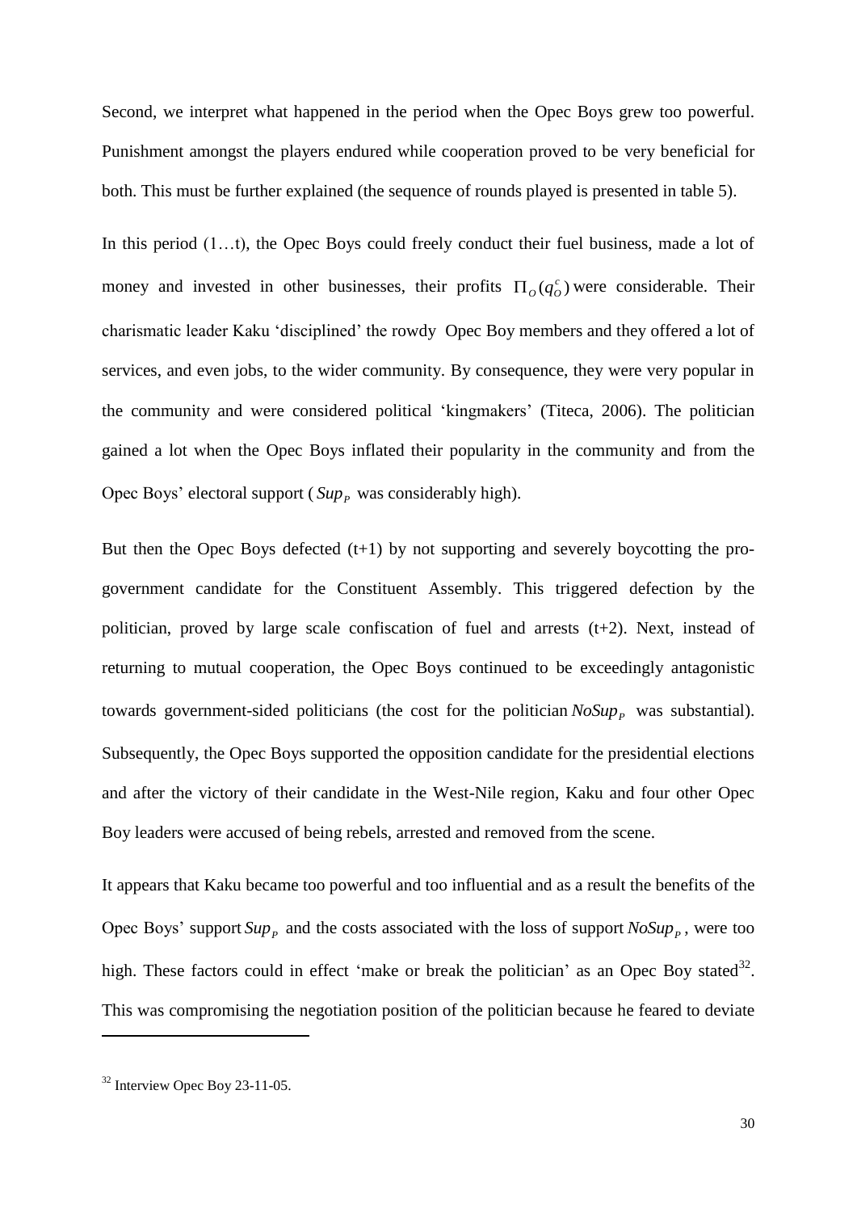Second, we interpret what happened in the period when the Opec Boys grew too powerful. Punishment amongst the players endured while cooperation proved to be very beneficial for both. This must be further explained (the sequence of rounds played is presented in table 5).

In this period (1…t), the Opec Boys could freely conduct their fuel business, made a lot of money and invested in other businesses, their profits $\Pi_O(q_O^c)$ were considerable. Their charismatic leader Kaku 'disciplined' the rowdy Opec Boy members and they offered a lot of services, and even jobs, to the wider community. By consequence, they were very popular in the community and were considered political 'kingmakers' (Titeca, 2006). The politician gained a lot when the Opec Boys inflated their popularity in the community and from the Opec Boys' electoral support ($Sup_P$ was considerably high).

But then the Opec Boys defected (t+1) by not supporting and severely boycotting the pro-government candidate for the Constituent Assembly. This triggered defection by the politician, proved by large scale confiscation of fuel and arrests (t+2). Next, instead of returning to mutual cooperation, the Opec Boys continued to be exceedingly antagonistic towards government-sided politicians (the cost for the politician $NoSup_P$ was substantial). Subsequently, the Opec Boys supported the opposition candidate for the presidential elections and after the victory of their candidate in the West-Nile region, Kaku and four other Opec Boy leaders were accused of being rebels, arrested and removed from the scene.

It appears that Kaku became too powerful and too influential and as a result the benefits of the Opec Boys' support $Sup_P$ and the costs associated with the loss of support $NoSup_P$, were too high. These factors could in effect 'make or break the politician' as an Opec Boy stated[32]. This was compromising the negotiation position of the politician because he feared to deviate

[32] Interview Opec Boy 23-11-05.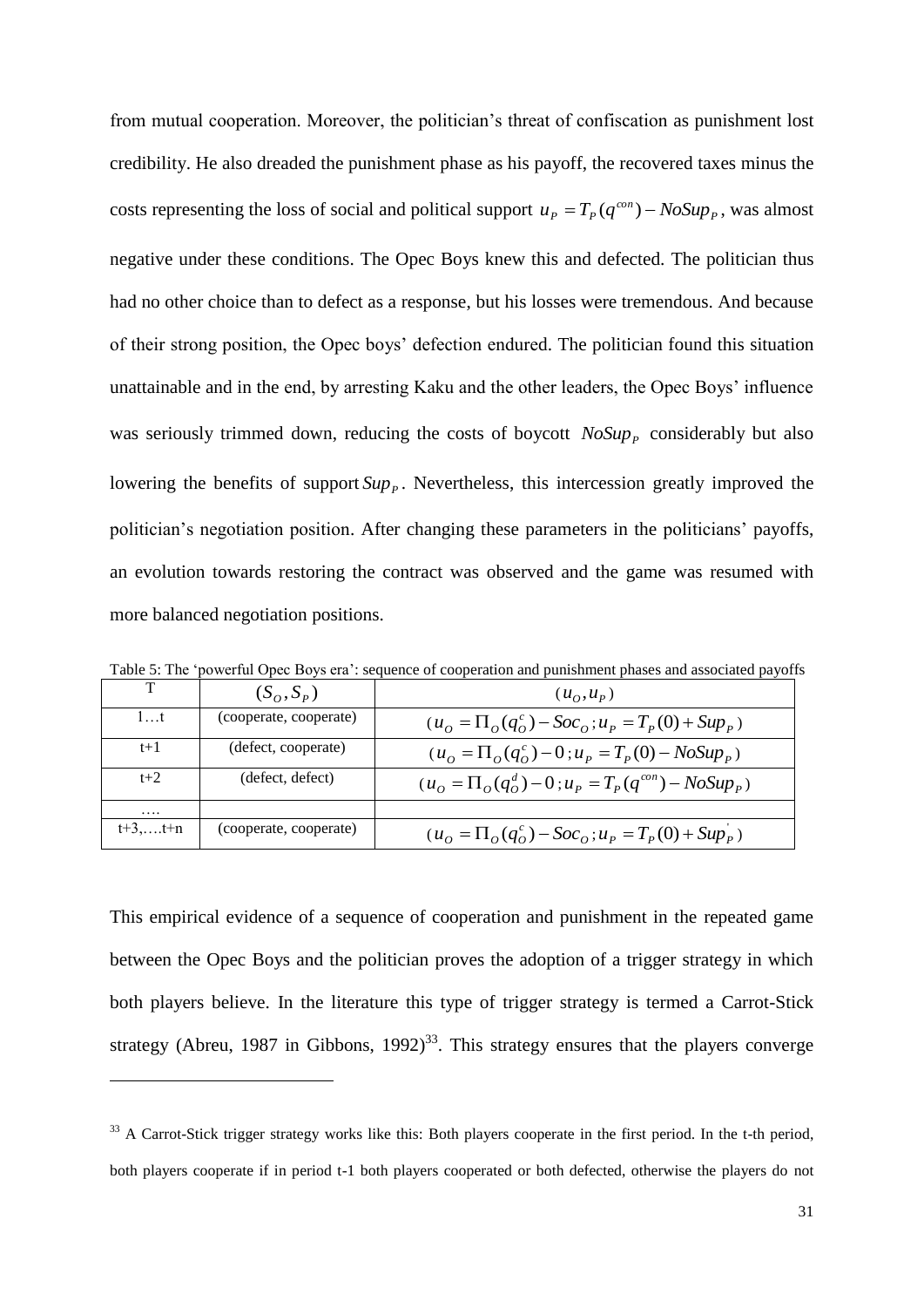from mutual cooperation. Moreover, the politician's threat of confiscation as punishment lost credibility. He also dreaded the punishment phase as his payoff, the recovered taxes minus the costs representing the loss of social and political support $u_P = T_P(q^{con}) - NoSup_P$, was almost negative under these conditions. The Opec Boys knew this and defected. The politician thus had no other choice than to defect as a response, but his losses were tremendous. And because of their strong position, the Opec boys' defection endured. The politician found this situation unattainable and in the end, by arresting Kaku and the other leaders, the Opec Boys' influence was seriously trimmed down, reducing the costs of boycott $NoSup_P$ considerably but also lowering the benefits of support $Sup_P$. Nevertheless, this intercession greatly improved the politician's negotiation position. After changing these parameters in the politicians' payoffs, an evolution towards restoring the contract was observed and the game was resumed with more balanced negotiation positions.

Table 5: The 'powerful Opec Boys era': sequence of cooperation and punishment phases and associated payoffs

| T | $(S_O, S_P)$ | $(u_O, u_P)$ |
|---|---|---|
| 1…t | (cooperate, cooperate) | $(u_O = \Pi_O(q_O^c) - Soc_O ; u_P = T_P(0) + Sup_P)$ |
| t+1 | (defect, cooperate) | $(u_O = \Pi_O(q_O^c) - 0 ; u_P = T_P(0) - NoSup_P)$ |
| t+2 | (defect, defect) | $(u_O = \Pi_O(q_O^d) - 0 ; u_P = T_P(q^{con}) - NoSup_P)$ |
| …. | | |
| t+3,….t+n | (cooperate, cooperate) | $(u_O = \Pi_O(q_O^c) - Soc_O ; u_P = T_P(0) + Sup_P^{'})$ |

This empirical evidence of a sequence of cooperation and punishment in the repeated game between the Opec Boys and the politician proves the adoption of a trigger strategy in which both players believe. In the literature this type of trigger strategy is termed a Carrot-Stick strategy (Abreu, 1987 in Gibbons, 1992)[33]. This strategy ensures that the players converge

[33] A Carrot-Stick trigger strategy works like this: Both players cooperate in the first period. In the t-th period, both players cooperate if in period t-1 both players cooperated or both defected, otherwise the players do not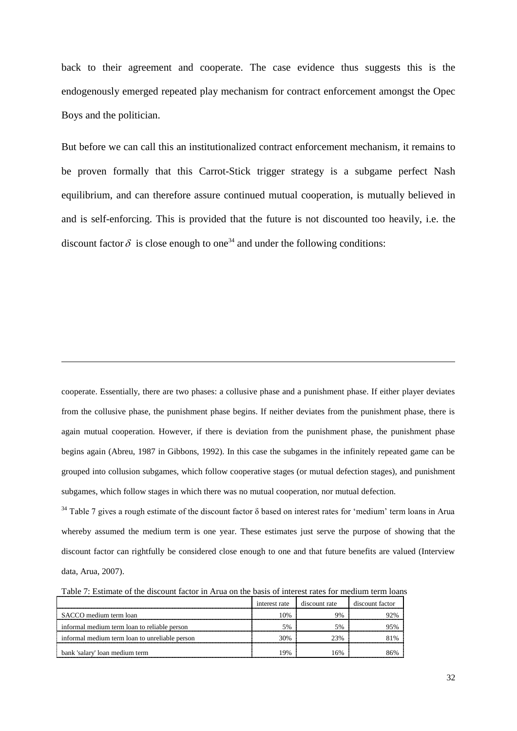back to their agreement and cooperate. The case evidence thus suggests this is the endogenously emerged repeated play mechanism for contract enforcement amongst the Opec Boys and the politician.

But before we can call this an institutionalized contract enforcement mechanism, it remains to be proven formally that this Carrot-Stick trigger strategy is a subgame perfect Nash equilibrium, and can therefore assure continued mutual cooperation, is mutually believed in and is self-enforcing. This is provided that the future is not discounted too heavily, i.e. the discount factor $\delta$ is close enough to one[34] and under the following conditions:

---

cooperate. Essentially, there are two phases: a collusive phase and a punishment phase. If either player deviates from the collusive phase, the punishment phase begins. If neither deviates from the punishment phase, there is again mutual cooperation. However, if there is deviation from the punishment phase, the punishment phase begins again (Abreu, 1987 in Gibbons, 1992). In this case the subgames in the infinitely repeated game can be grouped into collusion subgames, which follow cooperative stages (or mutual defection stages), and punishment subgames, which follow stages in which there was no mutual cooperation, nor mutual defection.

[34] Table 7 gives a rough estimate of the discount factor δ based on interest rates for 'medium' term loans in Arua whereby assumed the medium term is one year. These estimates just serve the purpose of showing that the discount factor can rightfully be considered close enough to one and that future benefits are valued (Interview data, Arua, 2007).

Table 7: Estimate of the discount factor in Arua on the basis of interest rates for medium term loans

| | interest rate | discount rate | discount factor |
|---|---|---|---|
| SACCO medium term loan | 10% | 9% | 92% |
| informal medium term loan to reliable person | 5% | 5% | 95% |
| informal medium term loan to unreliable person | 30% | 23% | 81% |
| bank 'salary' loan medium term | 19% | 16% | 86% |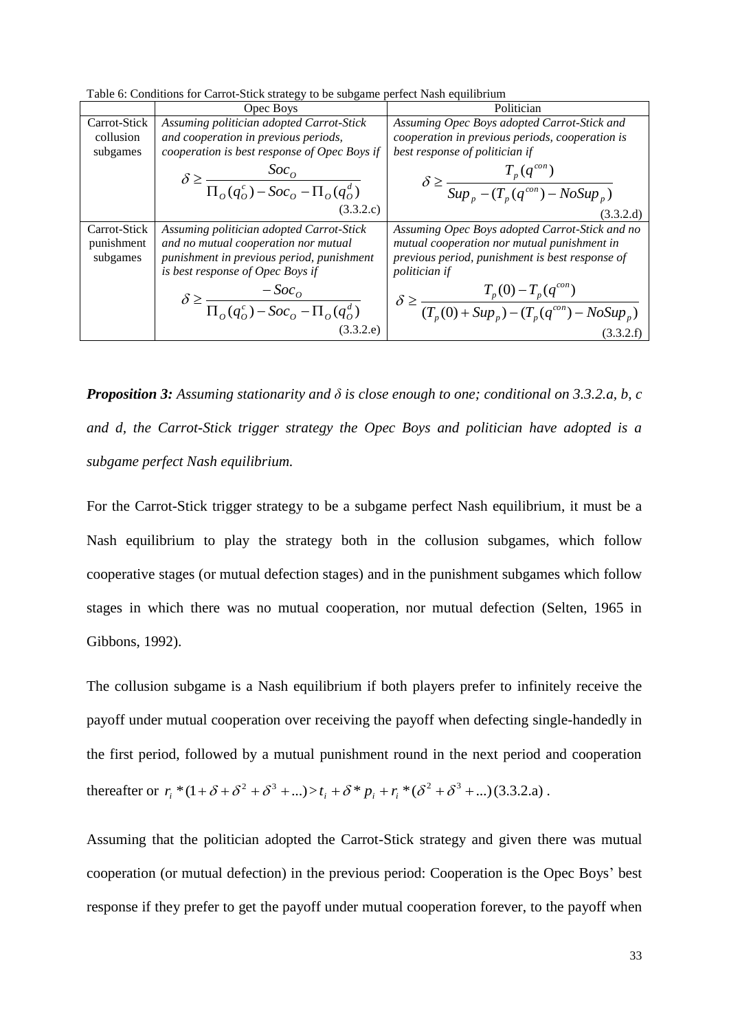Table 6: Conditions for Carrot-Stick strategy to be subgame perfect Nash equilibrium

| | Opec Boys | Politician |
|---|---|---|
| Carrot-Stick collusion subgames | *Assuming politician adopted Carrot-Stick and cooperation in previous periods, cooperation is best response of Opec Boys if* $$\delta \geq \frac{Soc_O}{\Pi_O(q_O^c) - Soc_O - \Pi_O(q_O^d)}$$ (3.3.2.c) | *Assuming Opec Boys adopted Carrot-Stick and cooperation in previous periods, cooperation is best response of politician if* $$\delta \geq \frac{T_p(q^{con})}{Sup_p - (T_p(q^{con}) - NoSup_p)}$$ (3.3.2.d) |
| Carrot-Stick punishment subgames | *Assuming politician adopted Carrot-Stick and no mutual cooperation nor mutual punishment in previous period, punishment is best response of Opec Boys if* $$\delta \geq \frac{-Soc_O}{\Pi_O(q_O^c) - Soc_O - \Pi_O(q_O^d)}$$ (3.3.2.e) | *Assuming Opec Boys adopted Carrot-Stick and no mutual cooperation nor mutual punishment in previous period, punishment is best response of politician if* $$\delta \geq \frac{T_p(0) - T_p(q^{con})}{(T_p(0) + Sup_p) - (T_p(q^{con}) - NoSup_p)}$$ (3.3.2.f) |

***Proposition 3:*** *Assuming stationarity and δ is close enough to one; conditional on 3.3.2.a, b, c and d, the Carrot-Stick trigger strategy the Opec Boys and politician have adopted is a subgame perfect Nash equilibrium.*

For the Carrot-Stick trigger strategy to be a subgame perfect Nash equilibrium, it must be a Nash equilibrium to play the strategy both in the collusion subgames, which follow cooperative stages (or mutual defection stages) and in the punishment subgames which follow stages in which there was no mutual cooperation, nor mutual defection (Selten, 1965 in Gibbons, 1992).

The collusion subgame is a Nash equilibrium if both players prefer to infinitely receive the payoff under mutual cooperation over receiving the payoff when defecting single-handedly in the first period, followed by a mutual punishment round in the next period and cooperation thereafter or $r_i * (1 + \delta + \delta^2 + \delta^3 + ...) > t_i + \delta * p_i + r_i * (\delta^2 + \delta^3 + ...)$ (3.3.2.a).

Assuming that the politician adopted the Carrot-Stick strategy and given there was mutual cooperation (or mutual defection) in the previous period: Cooperation is the Opec Boys' best response if they prefer to get the payoff under mutual cooperation forever, to the payoff when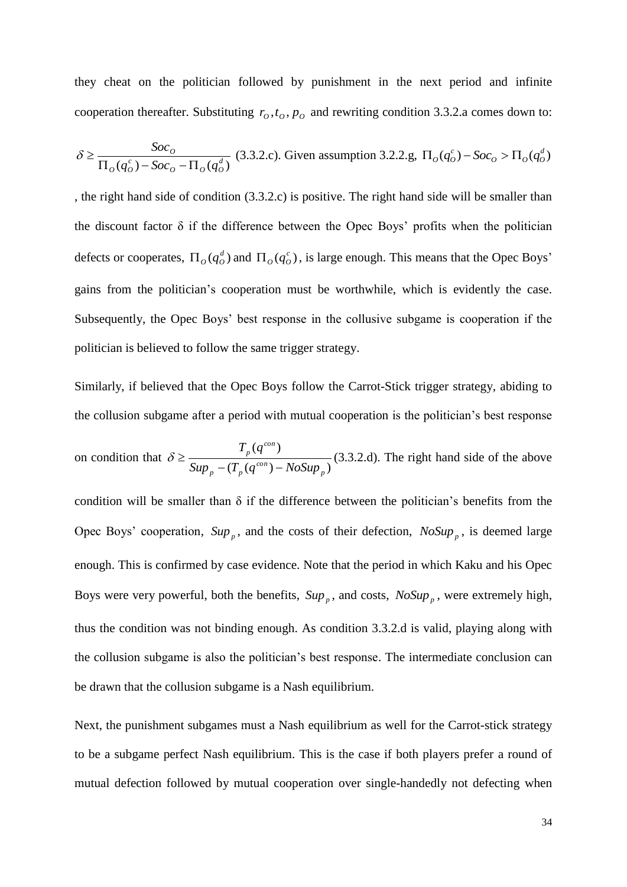they cheat on the politician followed by punishment in the next period and infinite cooperation thereafter. Substituting $r_O, t_O, p_O$ and rewriting condition 3.3.2.a comes down to: $\delta \geq \frac{Soc_O}{\Pi_O(q_O^c) - Soc_O - \Pi_O(q_O^d)}$ (3.3.2.c). Given assumption 3.2.2.g, $\Pi_O(q_O^c) - Soc_O > \Pi_O(q_O^d)$, the right hand side of condition (3.3.2.c) is positive. The right hand side will be smaller than the discount factor δ if the difference between the Opec Boys' profits when the politician defects or cooperates, $\Pi_O(q_O^d)$ and $\Pi_O(q_O^c)$, is large enough. This means that the Opec Boys' gains from the politician's cooperation must be worthwhile, which is evidently the case. Subsequently, the Opec Boys' best response in the collusive subgame is cooperation if the politician is believed to follow the same trigger strategy.

Similarly, if believed that the Opec Boys follow the Carrot-Stick trigger strategy, abiding to the collusion subgame after a period with mutual cooperation is the politician's best response on condition that $\delta \geq \frac{T_p(q^{con})}{Sup_p - (T_p(q^{con}) - NoSup_p)}$ (3.3.2.d). The right hand side of the above condition will be smaller than δ if the difference between the politician's benefits from the Opec Boys' cooperation, $Sup_p$, and the costs of their defection, $NoSup_p$, is deemed large enough. This is confirmed by case evidence. Note that the period in which Kaku and his Opec Boys were very powerful, both the benefits, $Sup_p$, and costs, $NoSup_p$, were extremely high, thus the condition was not binding enough. As condition 3.3.2.d is valid, playing along with the collusion subgame is also the politician's best response. The intermediate conclusion can be drawn that the collusion subgame is a Nash equilibrium.

Next, the punishment subgames must a Nash equilibrium as well for the Carrot-stick strategy to be a subgame perfect Nash equilibrium. This is the case if both players prefer a round of mutual defection followed by mutual cooperation over single-handedly not defecting when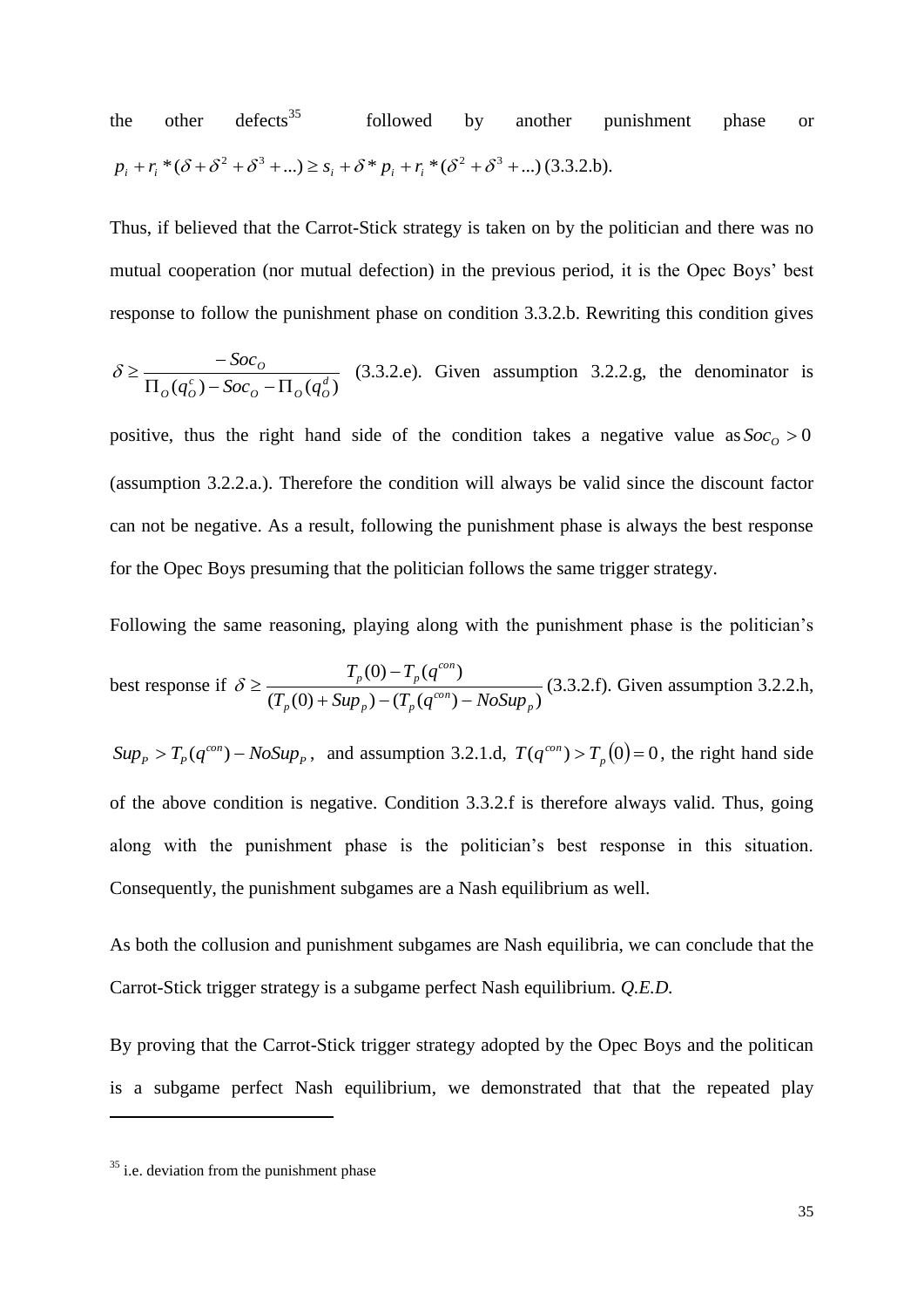the other defects[35] followed by another punishment phase or $p_i + r_i * (\delta + \delta^2 + \delta^3 + ...) \geq s_i + \delta * p_i + r_i * (\delta^2 + \delta^3 + ...)$ (3.3.2.b).

Thus, if believed that the Carrot-Stick strategy is taken on by the politician and there was no mutual cooperation (nor mutual defection) in the previous period, it is the Opec Boys' best response to follow the punishment phase on condition 3.3.2.b. Rewriting this condition gives $\delta \geq \frac{-Soc_O}{\Pi_O(q_O^c) - Soc_O - \Pi_O(q_O^d)}$ (3.3.2.e). Given assumption 3.2.2.g, the denominator is positive, thus the right hand side of the condition takes a negative value as $Soc_O > 0$ (assumption 3.2.2.a.). Therefore the condition will always be valid since the discount factor can not be negative. As a result, following the punishment phase is always the best response for the Opec Boys presuming that the politician follows the same trigger strategy.

Following the same reasoning, playing along with the punishment phase is the politician's best response if $\delta \geq \frac{T_p(0) - T_p(q^{con})}{(T_p(0) + Sup_p) - (T_p(q^{con}) - NoSup_p)}$ (3.3.2.f). Given assumption 3.2.2.h, $Sup_P > T_P(q^{con}) - NoSup_P$, and assumption 3.2.1.d, $T(q^{con}) > T_p(0) = 0$, the right hand side of the above condition is negative. Condition 3.3.2.f is therefore always valid. Thus, going along with the punishment phase is the politician's best response in this situation. Consequently, the punishment subgames are a Nash equilibrium as well.

As both the collusion and punishment subgames are Nash equilibria, we can conclude that the Carrot-Stick trigger strategy is a subgame perfect Nash equilibrium. *Q.E.D.*

By proving that the Carrot-Stick trigger strategy adopted by the Opec Boys and the politican is a subgame perfect Nash equilibrium, we demonstrated that that the repeated play

---

[35] i.e. deviation from the punishment phase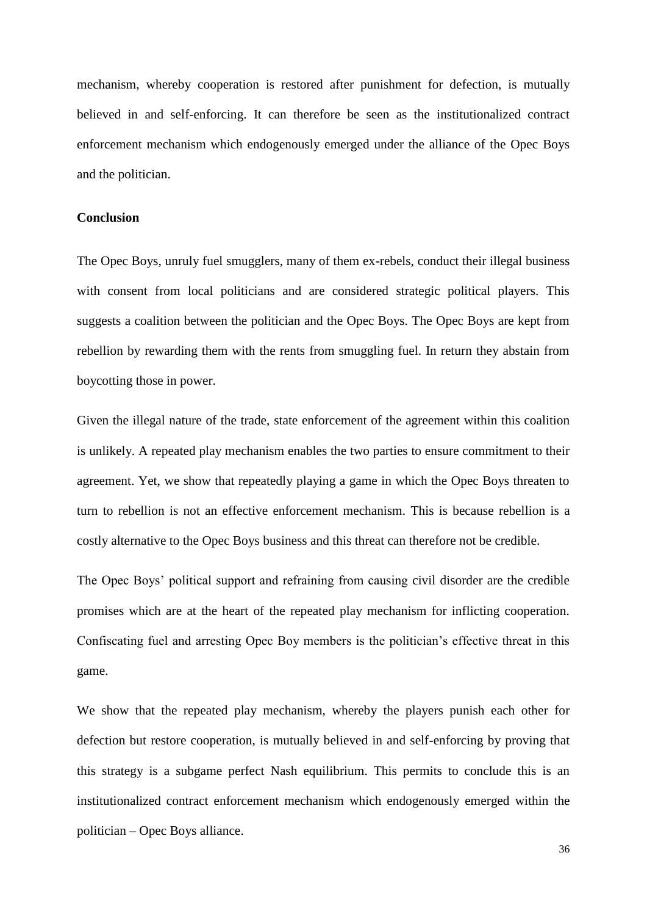mechanism, whereby cooperation is restored after punishment for defection, is mutually believed in and self-enforcing. It can therefore be seen as the institutionalized contract enforcement mechanism which endogenously emerged under the alliance of the Opec Boys and the politician.

## Conclusion

The Opec Boys, unruly fuel smugglers, many of them ex-rebels, conduct their illegal business with consent from local politicians and are considered strategic political players. This suggests a coalition between the politician and the Opec Boys. The Opec Boys are kept from rebellion by rewarding them with the rents from smuggling fuel. In return they abstain from boycotting those in power.

Given the illegal nature of the trade, state enforcement of the agreement within this coalition is unlikely. A repeated play mechanism enables the two parties to ensure commitment to their agreement. Yet, we show that repeatedly playing a game in which the Opec Boys threaten to turn to rebellion is not an effective enforcement mechanism. This is because rebellion is a costly alternative to the Opec Boys business and this threat can therefore not be credible.

The Opec Boys' political support and refraining from causing civil disorder are the credible promises which are at the heart of the repeated play mechanism for inflicting cooperation. Confiscating fuel and arresting Opec Boy members is the politician's effective threat in this game.

We show that the repeated play mechanism, whereby the players punish each other for defection but restore cooperation, is mutually believed in and self-enforcing by proving that this strategy is a subgame perfect Nash equilibrium. This permits to conclude this is an institutionalized contract enforcement mechanism which endogenously emerged within the politician – Opec Boys alliance.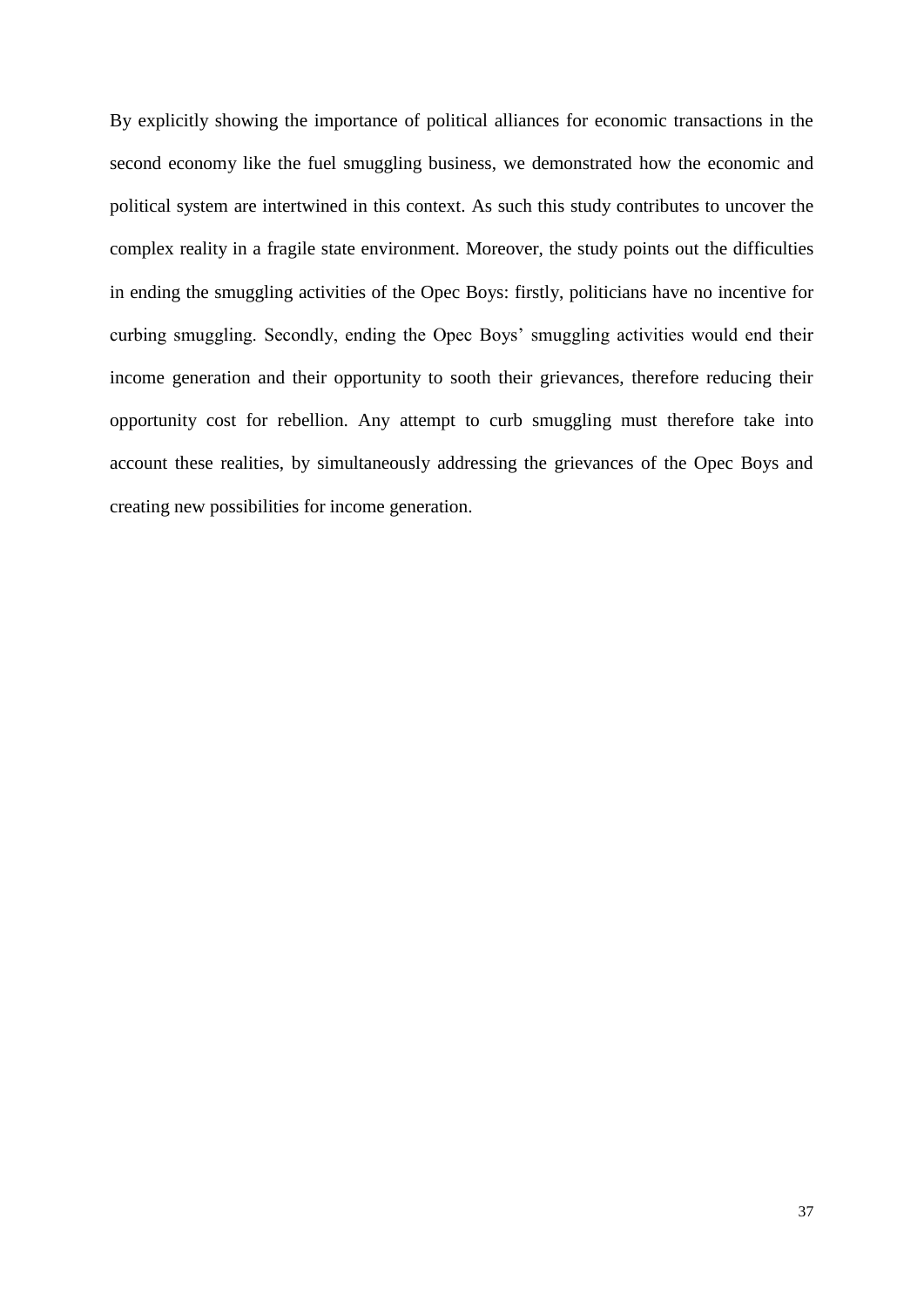By explicitly showing the importance of political alliances for economic transactions in the second economy like the fuel smuggling business, we demonstrated how the economic and political system are intertwined in this context. As such this study contributes to uncover the complex reality in a fragile state environment. Moreover, the study points out the difficulties in ending the smuggling activities of the Opec Boys: firstly, politicians have no incentive for curbing smuggling. Secondly, ending the Opec Boys' smuggling activities would end their income generation and their opportunity to sooth their grievances, therefore reducing their opportunity cost for rebellion. Any attempt to curb smuggling must therefore take into account these realities, by simultaneously addressing the grievances of the Opec Boys and creating new possibilities for income generation.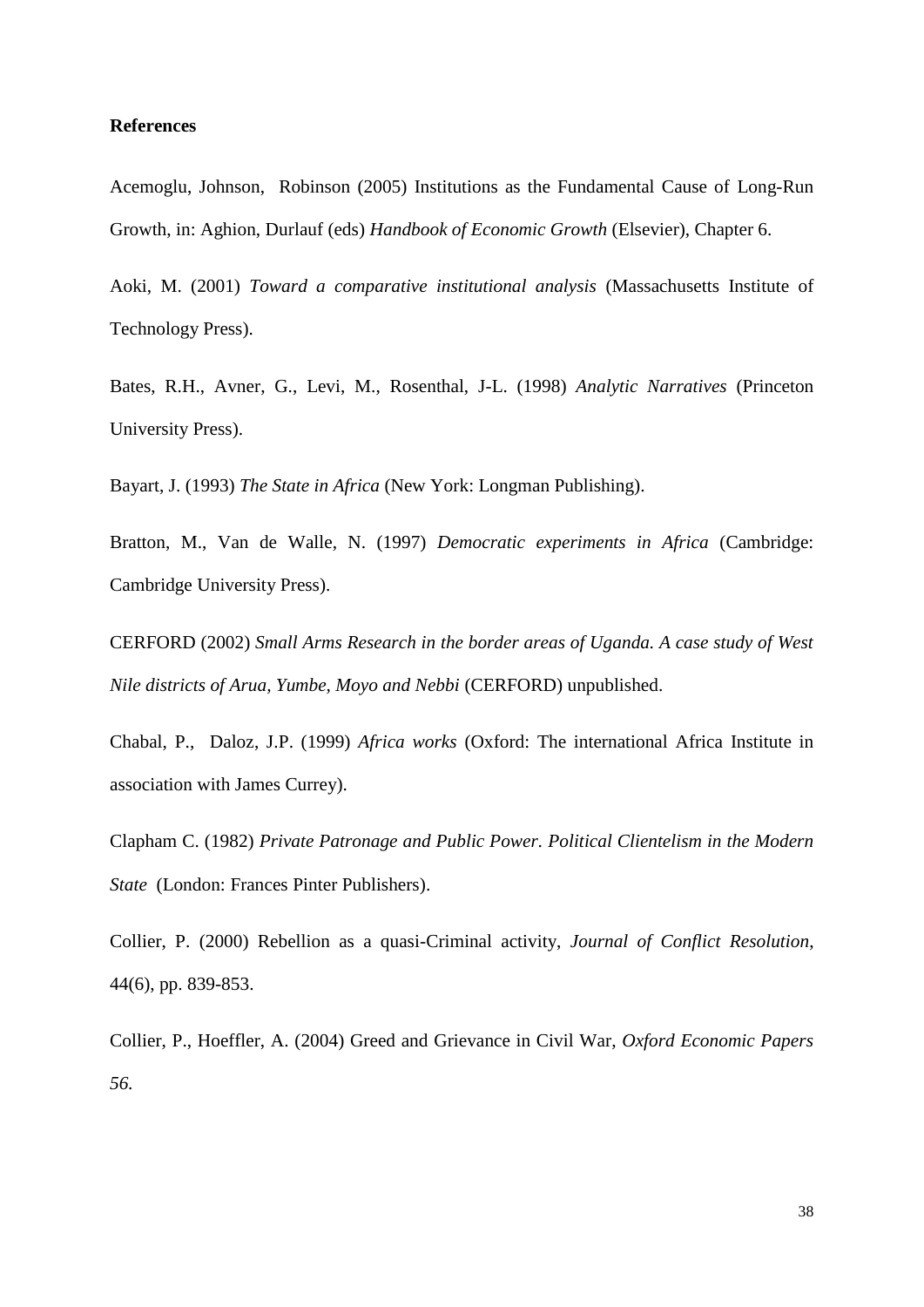**References**

Acemoglu, Johnson, Robinson (2005) Institutions as the Fundamental Cause of Long-Run Growth, in: Aghion, Durlauf (eds) *Handbook of Economic Growth* (Elsevier), Chapter 6.

Aoki, M. (2001) *Toward a comparative institutional analysis* (Massachusetts Institute of Technology Press).

Bates, R.H., Avner, G., Levi, M., Rosenthal, J-L. (1998) *Analytic Narratives* (Princeton University Press).

Bayart, J. (1993) *The State in Africa* (New York: Longman Publishing).

Bratton, M., Van de Walle, N. (1997) *Democratic experiments in Africa* (Cambridge: Cambridge University Press).

CERFORD (2002) *Small Arms Research in the border areas of Uganda. A case study of West Nile districts of Arua, Yumbe, Moyo and Nebbi* (CERFORD) unpublished.

Chabal, P., Daloz, J.P. (1999) *Africa works* (Oxford: The international Africa Institute in association with James Currey).

Clapham C. (1982) *Private Patronage and Public Power. Political Clientelism in the Modern State* (London: Frances Pinter Publishers).

Collier, P. (2000) Rebellion as a quasi-Criminal activity, *Journal of Conflict Resolution*, 44(6), pp. 839-853.

Collier, P., Hoeffler, A. (2004) Greed and Grievance in Civil War, *Oxford Economic Papers 56*.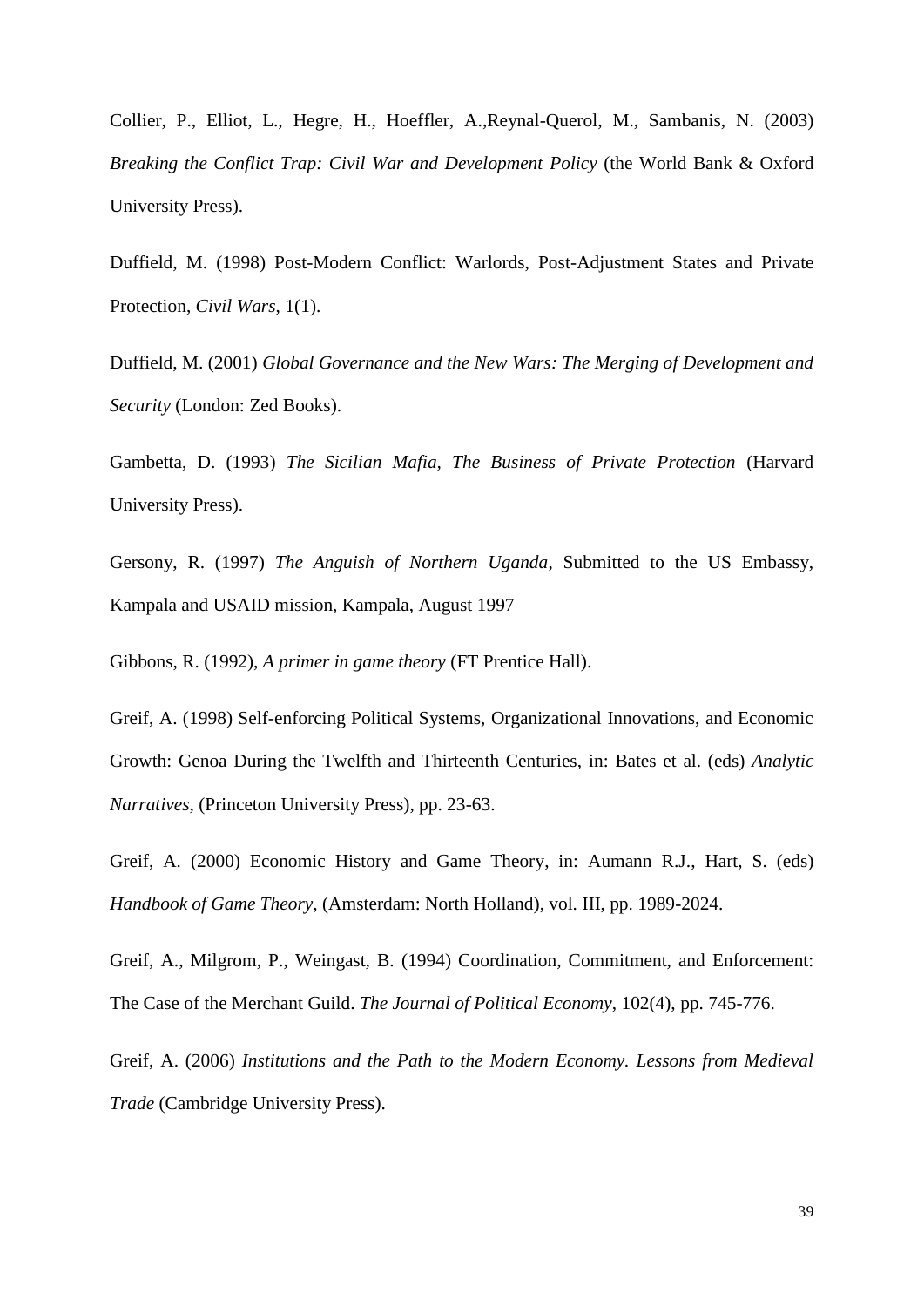Collier, P., Elliot, L., Hegre, H., Hoeffler, A.,Reynal-Querol, M., Sambanis, N. (2003) *Breaking the Conflict Trap: Civil War and Development Policy* (the World Bank & Oxford University Press).

Duffield, M. (1998) Post-Modern Conflict: Warlords, Post-Adjustment States and Private Protection, *Civil Wars*, 1(1).

Duffield, M. (2001) *Global Governance and the New Wars: The Merging of Development and Security* (London: Zed Books).

Gambetta, D. (1993) *The Sicilian Mafia, The Business of Private Protection* (Harvard University Press).

Gersony, R. (1997) *The Anguish of Northern Uganda*, Submitted to the US Embassy, Kampala and USAID mission, Kampala, August 1997

Gibbons, R. (1992), *A primer in game theory* (FT Prentice Hall).

Greif, A. (1998) Self-enforcing Political Systems, Organizational Innovations, and Economic Growth: Genoa During the Twelfth and Thirteenth Centuries, in: Bates et al. (eds) *Analytic Narratives*, (Princeton University Press), pp. 23-63.

Greif, A. (2000) Economic History and Game Theory, in: Aumann R.J., Hart, S. (eds) *Handbook of Game Theory*, (Amsterdam: North Holland), vol. III, pp. 1989-2024.

Greif, A., Milgrom, P., Weingast, B. (1994) Coordination, Commitment, and Enforcement: The Case of the Merchant Guild. *The Journal of Political Economy*, 102(4), pp. 745-776.

Greif, A. (2006) *Institutions and the Path to the Modern Economy. Lessons from Medieval Trade* (Cambridge University Press).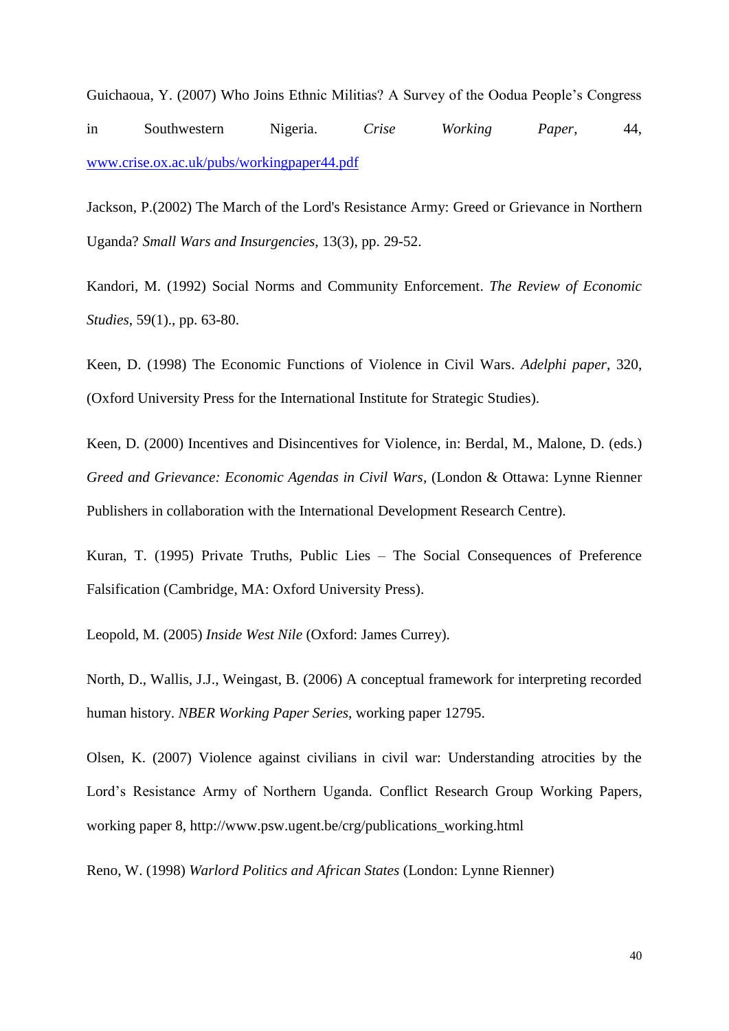Guichaoua, Y. (2007) Who Joins Ethnic Militias? A Survey of the Oodua People's Congress in Southwestern Nigeria. *Crise Working Paper*, 44, www.crise.ox.ac.uk/pubs/workingpaper44.pdf

Jackson, P.(2002) The March of the Lord's Resistance Army: Greed or Grievance in Northern Uganda? *Small Wars and Insurgencies*, 13(3), pp. 29-52.

Kandori, M. (1992) Social Norms and Community Enforcement. *The Review of Economic Studies*, 59(1)., pp. 63-80.

Keen, D. (1998) The Economic Functions of Violence in Civil Wars. *Adelphi paper*, 320, (Oxford University Press for the International Institute for Strategic Studies).

Keen, D. (2000) Incentives and Disincentives for Violence, in: Berdal, M., Malone, D. (eds.) *Greed and Grievance: Economic Agendas in Civil Wars*, (London & Ottawa: Lynne Rienner Publishers in collaboration with the International Development Research Centre).

Kuran, T. (1995) Private Truths, Public Lies – The Social Consequences of Preference Falsification (Cambridge, MA: Oxford University Press).

Leopold, M. (2005) *Inside West Nile* (Oxford: James Currey).

North, D., Wallis, J.J., Weingast, B. (2006) A conceptual framework for interpreting recorded human history. *NBER Working Paper Series*, working paper 12795.

Olsen, K. (2007) Violence against civilians in civil war: Understanding atrocities by the Lord's Resistance Army of Northern Uganda. Conflict Research Group Working Papers, working paper 8, http://www.psw.ugent.be/crg/publications_working.html

Reno, W. (1998) *Warlord Politics and African States* (London: Lynne Rienner)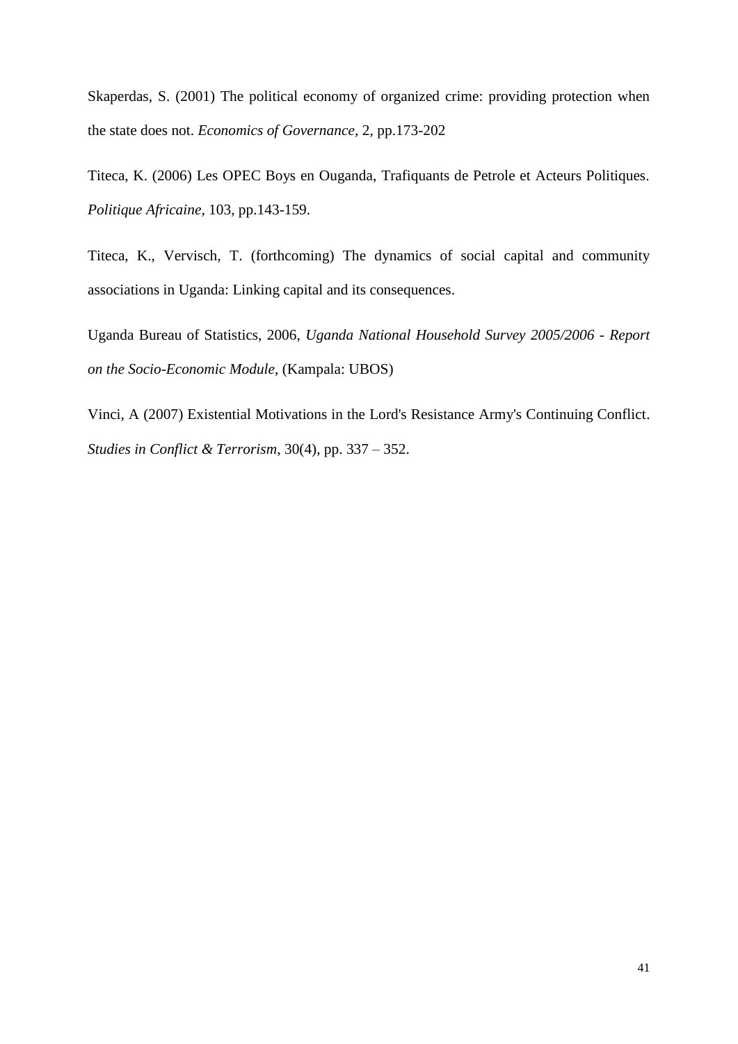Skaperdas, S. (2001) The political economy of organized crime: providing protection when the state does not. *Economics of Governance*, 2, pp.173-202

Titeca, K. (2006) Les OPEC Boys en Ouganda, Trafiquants de Petrole et Acteurs Politiques. *Politique Africaine*, 103, pp.143-159.

Titeca, K., Vervisch, T. (forthcoming) The dynamics of social capital and community associations in Uganda: Linking capital and its consequences.

Uganda Bureau of Statistics, 2006, *Uganda National Household Survey 2005/2006 - Report on the Socio-Economic Module*, (Kampala: UBOS)

Vinci, A (2007) Existential Motivations in the Lord's Resistance Army's Continuing Conflict. *Studies in Conflict & Terrorism*, 30(4), pp. 337 – 352.